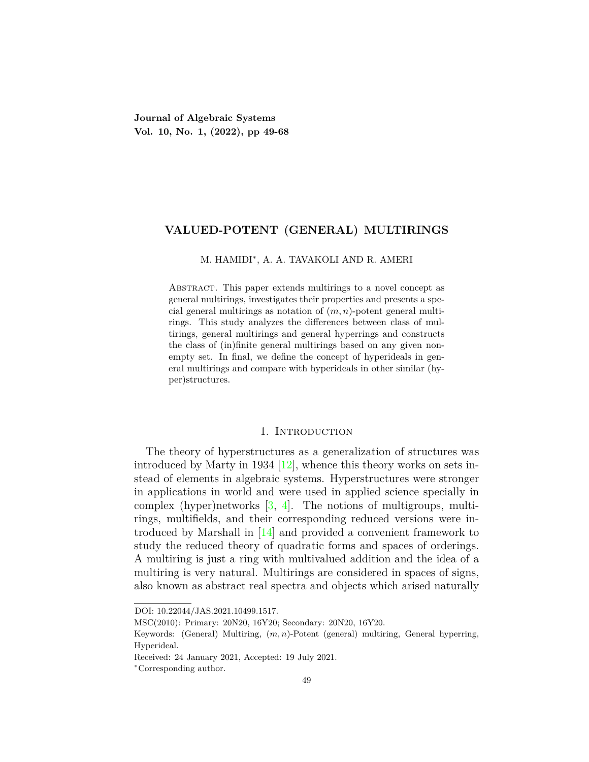**Journal of Algebraic Systems**
**Vol. 10, No. 1, (2022), pp 49-68**

# VALUED-POTENT (GENERAL) MULTIRINGS

M. HAMIDI*, A. A. TAVAKOLI AND R. AMERI

Abstract. This paper extends multirings to a novel concept as general multirings, investigates their properties and presents a special general multirings as notation of $(m,n)$-potent general multirings. This study analyzes the differences between class of multirings, general multirings and general hyperrings and constructs the class of (in)finite general multirings based on any given nonempty set. In final, we define the concept of hyperideals in general multirings and compare with hyperideals in other similar (hyper)structures.

## 1. Introduction

The theory of hyperstructures as a generalization of structures was introduced by Marty in 1934 [12], whence this theory works on sets instead of elements in algebraic systems. Hyperstructures were stronger in applications in world and were used in applied science specially in complex (hyper)networks [3, 4]. The notions of multigroups, multirings, multifields, and their corresponding reduced versions were introduced by Marshall in [14] and provided a convenient framework to study the reduced theory of quadratic forms and spaces of orderings. A multiring is just a ring with multivalued addition and the idea of a multiring is very natural. Multirings are considered in spaces of signs, also known as abstract real spectra and objects which arised naturally

---

DOI: 10.22044/JAS.2021.10499.1517.

MSC(2010): Primary: 20N20, 16Y20; Secondary: 20N20, 16Y20.

Keywords: (General) Multiring, $(m,n)$-Potent (general) multiring, General hyperring, Hyperideal.

Received: 24 January 2021, Accepted: 19 July 2021.

*Corresponding author.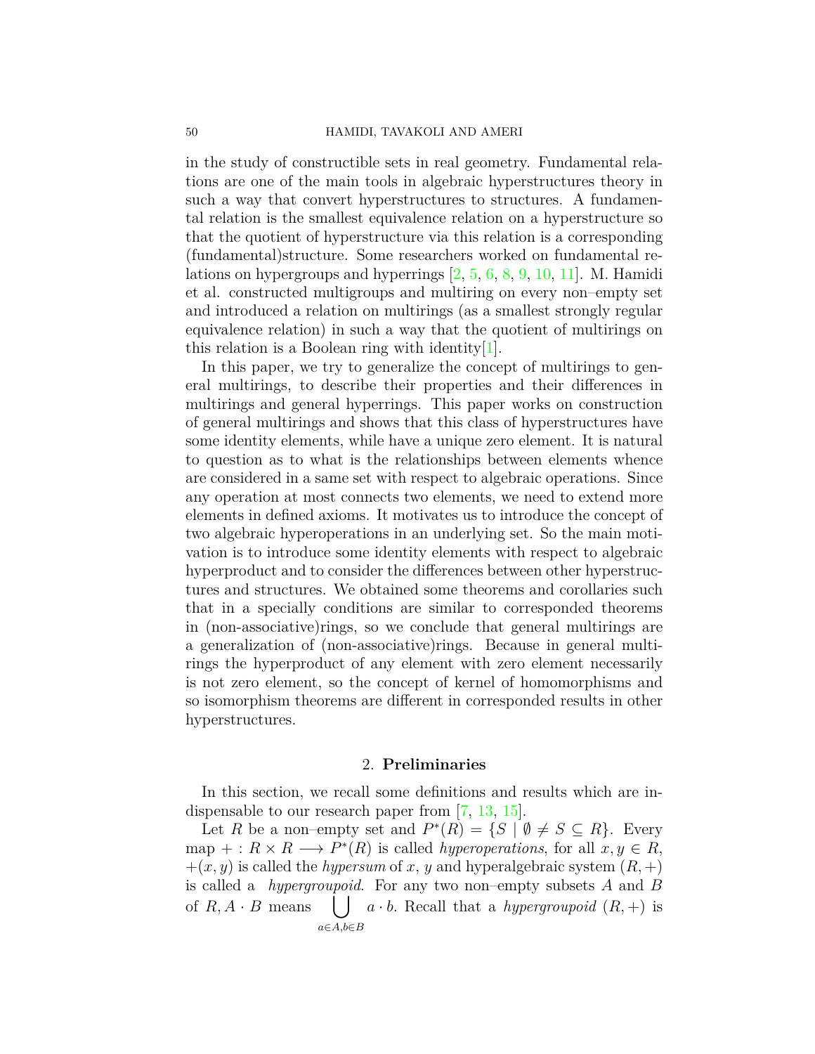in the study of constructible sets in real geometry. Fundamental relations are one of the main tools in algebraic hyperstructures theory in such a way that convert hyperstructures to structures. A fundamental relation is the smallest equivalence relation on a hyperstructure so that the quotient of hyperstructure via this relation is a corresponding (fundamental)structure. Some researchers worked on fundamental relations on hypergroups and hyperrings [2, 5, 6, 8, 9, 10, 11]. M. Hamidi et al. constructed multigroups and multiring on every non–empty set and introduced a relation on multirings (as a smallest strongly regular equivalence relation) in such a way that the quotient of multirings on this relation is a Boolean ring with identity[1].

In this paper, we try to generalize the concept of multirings to general multirings, to describe their properties and their differences in multirings and general hyperrings. This paper works on construction of general multirings and shows that this class of hyperstructures have some identity elements, while have a unique zero element. It is natural to question as to what is the relationships between elements whence are considered in a same set with respect to algebraic operations. Since any operation at most connects two elements, we need to extend more elements in defined axioms. It motivates us to introduce the concept of two algebraic hyperoperations in an underlying set. So the main motivation is to introduce some identity elements with respect to algebraic hyperproduct and to consider the differences between other hyperstructures and structures. We obtained some theorems and corollaries such that in a specially conditions are similar to corresponded theorems in (non-associative)rings, so we conclude that general multirings are a generalization of (non-associative)rings. Because in general multirings the hyperproduct of any element with zero element necessarily is not zero element, so the concept of kernel of homomorphisms and so isomorphism theorems are different in corresponded results in other hyperstructures.

## 2. **Preliminaries**

In this section, we recall some definitions and results which are indispensable to our research paper from [7, 13, 15].

Let $R$ be a non–empty set and $P^*(R) = \{S \mid \emptyset \neq S \subseteq R\}$. Every map $+ : R \times R \longrightarrow P^*(R)$ is called *hyperoperations*, for all $x, y \in R$, $+(x, y)$ is called the *hypersum* of $x$, $y$ and hyperalgebraic system $(R, +)$ is called a *hypergroupoid*. For any two non–empty subsets $A$ and $B$ of $R$, $A \cdot B$ means $\bigcup\limits_{a\in A, b\in B} a \cdot b$. Recall that a *hypergroupoid* $(R, +)$ is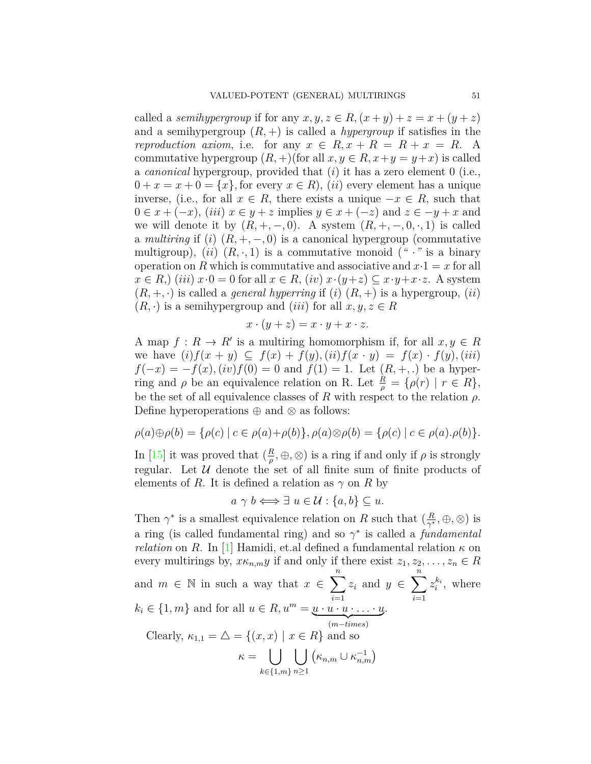called a *semihypergroup* if for any $x, y, z \in R, (x+y)+z = x+(y+z)$ and a semihypergroup $(R,+)$ is called a *hypergroup* if satisfies in the *reproduction axiom*, i.e. for any $x \in R, x+R = R+x = R$. A commutative hypergroup $(R,+)$(for all $x, y \in R, x+y = y+x$) is called a *canonical* hypergroup, provided that $(i)$ it has a zero element 0 (i.e., $0+x = x+0 = \{x\}$, for every $x \in R$), $(ii)$ every element has a unique inverse, (i.e., for all $x \in R$, there exists a unique $-x \in R$, such that $0 \in x+(-x)$, $(iii)$ $x \in y+z$ implies $y \in x+(-z)$ and $z \in -y+x$ and we will denote it by $(R,+,-,0)$. A system $(R,+,-,0,\cdot,1)$ is called a *multiring* if $(i)$ $(R,+,-,0)$ is a canonical hypergroup (commutative multigroup), $(ii)$ $(R,\cdot,1)$ is a commutative monoid (" $\cdot$ " is a binary operation on $R$ which is commutative and associative and $x\cdot 1 = x$ for all $x \in R$,) $(iii)$ $x\cdot 0 = 0$ for all $x \in R$, $(iv)$ $x\cdot(y+z) \subseteq x\cdot y + x\cdot z$. A system $(R,+,\cdot)$ is called a *general hyperring* if $(i)$ $(R,+)$ is a hypergroup, $(ii)$ $(R,\cdot)$ is a semihypergroup and $(iii)$ for all $x, y, z \in R$

$$x\cdot(y+z) = x\cdot y + x\cdot z.$$

A map $f : R \to R'$ is a multiring homomorphism if, for all $x, y \in R$ we have $(i) f(x+y) \subseteq f(x)+f(y), (ii) f(x\cdot y) = f(x)\cdot f(y), (iii)$ $f(-x) = -f(x), (iv) f(0) = 0$ and $f(1) = 1$. Let $(R,+,.)$ be a hyperring and $\rho$ be an equivalence relation on R. Let $\frac{R}{\rho} = \{\rho(r) \mid r \in R\}$, be the set of all equivalence classes of $R$ with respect to the relation $\rho$. Define hyperoperations $\oplus$ and $\otimes$ as follows:

$$\rho(a)\oplus\rho(b) = \{\rho(c) \mid c \in \rho(a)+\rho(b)\}, \rho(a)\otimes\rho(b) = \{\rho(c) \mid c \in \rho(a).\rho(b)\}.$$

In [15] it was proved that $(\frac{R}{\rho}, \oplus, \otimes)$ is a ring if and only if $\rho$ is strongly regular. Let $\mathcal{U}$ denote the set of all finite sum of finite products of elements of $R$. It is defined a relation as $\gamma$ on $R$ by

$$a \ \gamma \ b \Longleftrightarrow \exists \ u \in \mathcal{U} : \{a, b\} \subseteq u.$$

Then $\gamma^*$ is a smallest equivalence relation on $R$ such that $(\frac{R}{\gamma^*}, \oplus, \otimes)$ is a ring (is called fundamental ring) and so $\gamma^*$ is called a *fundamental relation* on $R$. In [1] Hamidi, et.al defined a fundamental relation $\kappa$ on every multirings by, $x\kappa_{n,m}y$ if and only if there exist $z_1, z_2, \ldots, z_n \in R$ and $m \in \mathbb{N}$ in such a way that $x \in \sum_{i=1}^{n} z_i$ and $y \in \sum_{i=1}^{n} z_i^{k_i}$, where $k_i \in \{1, m\}$ and for all $u \in R, u^m = \underbrace{u\cdot u\cdot u\cdot \ldots \cdot u}_{(m-times)}$.

Clearly, $\kappa_{1,1} = \triangle = \{(x,x) \mid x \in R\}$ and so

$$\kappa = \bigcup_{k\in\{1,m\}} \bigcup_{n\geq 1} \left(\kappa_{n,m} \cup \kappa_{n,m}^{-1}\right)$$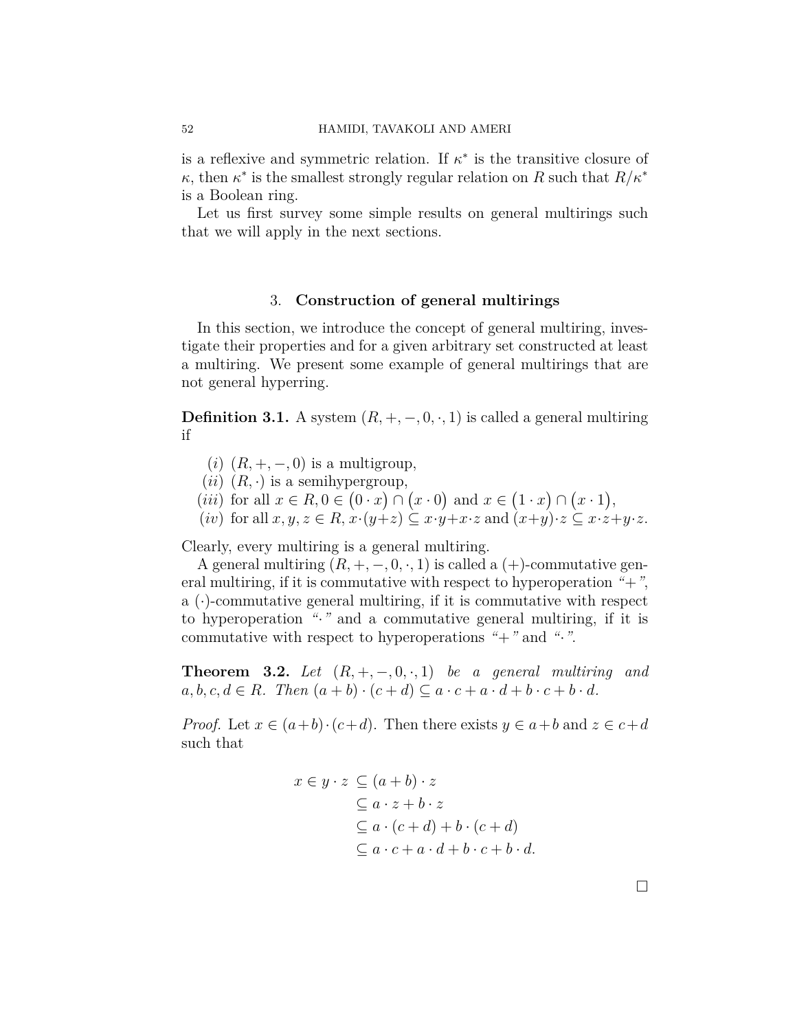is a reflexive and symmetric relation. If $\kappa^*$ is the transitive closure of $\kappa$, then $\kappa^*$ is the smallest strongly regular relation on $R$ such that $R/\kappa^*$ is a Boolean ring.

Let us first survey some simple results on general multirings such that we will apply in the next sections.

## 3. Construction of general multirings

In this section, we introduce the concept of general multiring, investigate their properties and for a given arbitrary set constructed at least a multiring. We present some example of general multirings that are not general hyperring.

**Definition 3.1.** A system $(R, +, -, 0, \cdot, 1)$ is called a general multiring if

- $(i)$ $(R, +, -, 0)$ is a multigroup,
- $(ii)$ $(R, \cdot)$ is a semihypergroup,
- $(iii)$ for all $x \in R, 0 \in \big(0 \cdot x\big) \cap \big(x \cdot 0\big)$ and $x \in \big(1 \cdot x\big) \cap \big(x \cdot 1\big)$,
- $(iv)$ for all $x, y, z \in R$, $x\cdot(y+z) \subseteq x\cdot y+x\cdot z$ and $(x+y)\cdot z \subseteq x\cdot z+y\cdot z$.

Clearly, every multiring is a general multiring.

A general multiring $(R, +, -, 0, \cdot, 1)$ is called a $(+)$-commutative general multiring, if it is commutative with respect to hyperoperation *"+"*, a $(\cdot)$-commutative general multiring, if it is commutative with respect to hyperoperation *"·"* and a commutative general multiring, if it is commutative with respect to hyperoperations *"+"* and *"·"*.

**Theorem 3.2.** *Let $(R, +, -, 0, \cdot, 1)$ be a general multiring and $a, b, c, d \in R$. Then $(a + b) \cdot (c + d) \subseteq a \cdot c + a \cdot d + b \cdot c + b \cdot d$.*

*Proof.* Let $x \in (a+b)\cdot(c+d)$. Then there exists $y \in a+b$ and $z \in c+d$ such that

$$\begin{aligned} x \in y \cdot z &\subseteq (a + b) \cdot z \\ &\subseteq a \cdot z + b \cdot z \\ &\subseteq a \cdot (c + d) + b \cdot (c + d) \\ &\subseteq a \cdot c + a \cdot d + b \cdot c + b \cdot d. \end{aligned}$$

□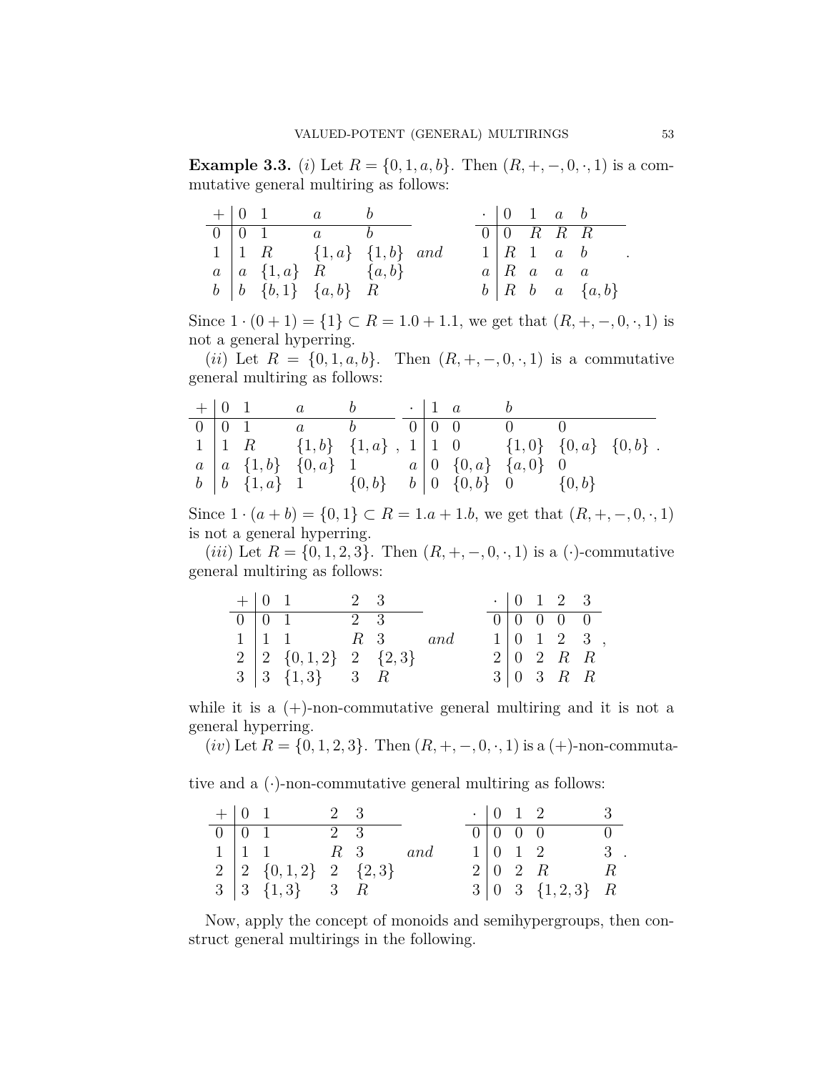**Example 3.3.** (*i*) Let $R = \{0, 1, a, b\}$. Then $(R, +, -, 0, \cdot, 1)$ is a commutative general multiring as follows:

| $+$ | $0$ | $1$ | $a$ | $b$ |
|---|---|---|---|---|
| $0$ | $0$ | $1$ | $a$ | $b$ |
| $1$ | $1$ | $R$ | $\{1, a\}$ | $\{1, b\}$ |
| $a$ | $a$ | $\{1, a\}$ | $R$ | $\{a, b\}$ |
| $b$ | $b$ | $\{b, 1\}$ | $\{a, b\}$ | $R$ |

*and*

| $\cdot$ | $0$ | $1$ | $a$ | $b$ |
|---|---|---|---|---|
| $0$ | $0$ | $R$ | $R$ | $R$ |
| $1$ | $R$ | $1$ | $a$ | $b$ |
| $a$ | $R$ | $a$ | $a$ | $a$ |
| $b$ | $R$ | $b$ | $a$ | $\{a, b\}$ |

Since $1 \cdot (0 + 1) = \{1\} \subset R = 1.0 + 1.1$, we get that $(R, +, -, 0, \cdot, 1)$ is not a general hyperring.

(*ii*) Let $R = \{0, 1, a, b\}$. Then $(R, +, -, 0, \cdot, 1)$ is a commutative general multiring as follows:

| $+$ | $0$ | $1$ | $a$ | $b$ |
|---|---|---|---|---|
| $0$ | $0$ | $1$ | $a$ | $b$ |
| $1$ | $1$ | $R$ | $\{1, b\}$ | $\{1, a\}$ |
| $a$ | $a$ | $\{1, b\}$ | $\{0, a\}$ | $1$ |
| $b$ | $b$ | $\{1, a\}$ | $1$ | $\{0, b\}$ |

,

| $\cdot$ | $1$ | $a$ | $b$ | | | |
|---|---|---|---|---|---|---|
| $0$ | $0$ | $0$ | $0$ | $0$ | | |
| $1$ | $1$ | $0$ | $\{1, 0\}$ | $\{0, a\}$ | $\{0, b\}$ | |
| $a$ | $0$ | $\{0, a\}$ | $\{a, 0\}$ | $0$ | | |
| $b$ | $0$ | $\{0, b\}$ | $0$ | $\{0, b\}$ | | |

.

Since $1 \cdot (a + b) = \{0, 1\} \subset R = 1.a + 1.b$, we get that $(R, +, -, 0, \cdot, 1)$ is not a general hyperring.

(*iii*) Let $R = \{0, 1, 2, 3\}$. Then $(R, +, -, 0, \cdot, 1)$ is a $(\cdot)$-commutative general multiring as follows:

| $+$ | $0$ | $1$ | $2$ | $3$ |
|---|---|---|---|---|
| $0$ | $0$ | $1$ | $2$ | $3$ |
| $1$ | $1$ | $1$ | $R$ | $3$ |
| $2$ | $2$ | $\{0, 1, 2\}$ | $2$ | $\{2, 3\}$ |
| $3$ | $3$ | $\{1, 3\}$ | $3$ | $R$ |

*and*

| $\cdot$ | $0$ | $1$ | $2$ | $3$ |
|---|---|---|---|---|
| $0$ | $0$ | $0$ | $0$ | $0$ |
| $1$ | $0$ | $1$ | $2$ | $3$ |
| $2$ | $0$ | $2$ | $R$ | $R$ |
| $3$ | $0$ | $3$ | $R$ | $R$ |

,

while it is a $(+)$-non-commutative general multiring and it is not a general hyperring.

(*iv*) Let $R = \{0, 1, 2, 3\}$. Then $(R, +, -, 0, \cdot, 1)$ is a $(+)$-non-commutative and a $(\cdot)$-non-commutative general multiring as follows:

| $+$ | $0$ | $1$ | $2$ | $3$ |
|---|---|---|---|---|
| $0$ | $0$ | $1$ | $2$ | $3$ |
| $1$ | $1$ | $1$ | $R$ | $3$ |
| $2$ | $2$ | $\{0, 1, 2\}$ | $2$ | $\{2, 3\}$ |
| $3$ | $3$ | $\{1, 3\}$ | $3$ | $R$ |

*and*

| $\cdot$ | $0$ | $1$ | $2$ | $3$ |
|---|---|---|---|---|
| $0$ | $0$ | $0$ | $0$ | $0$ |
| $1$ | $0$ | $1$ | $2$ | $3$ |
| $2$ | $0$ | $2$ | $R$ | $R$ |
| $3$ | $0$ | $3$ | $\{1, 2, 3\}$ | $R$ |

.

Now, apply the concept of monoids and semihypergroups, then construct general multirings in the following.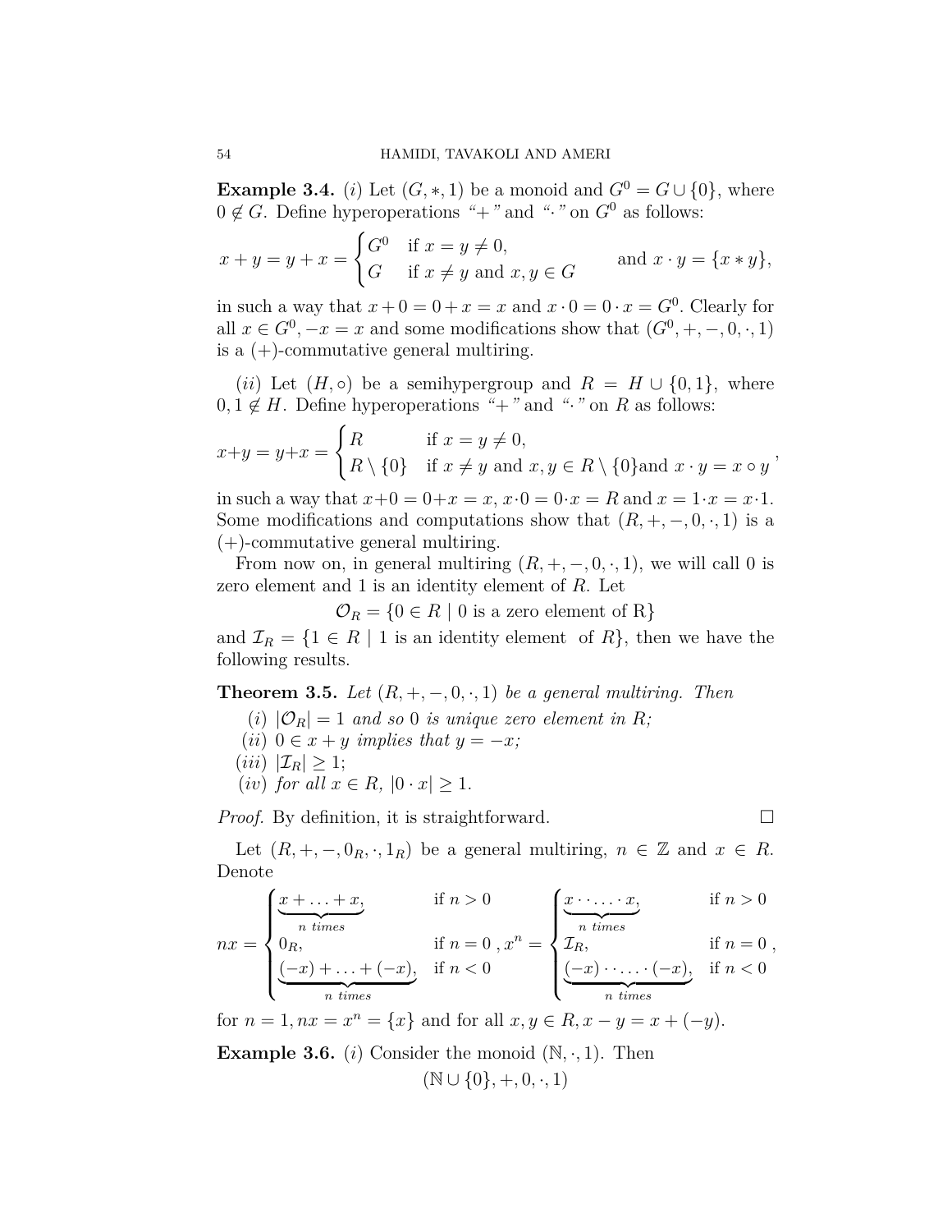**Example 3.4.** $(i)$ Let $(G, *, 1)$ be a monoid and $G^0 = G \cup \{0\}$, where $0 \notin G$. Define hyperoperations "$+$" and "$\cdot$" on $G^0$ as follows:

$$x + y = y + x = \begin{cases} G^0 & \text{if } x = y \neq 0, \\ G & \text{if } x \neq y \text{ and } x, y \in G \end{cases} \qquad \text{and } x \cdot y = \{x * y\},$$

in such a way that $x + 0 = 0 + x = x$ and $x \cdot 0 = 0 \cdot x = G^0$. Clearly for all $x \in G^0, -x = x$ and some modifications show that $(G^0, +, -, 0, \cdot, 1)$ is a $(+)$-commutative general multiring.

$(ii)$ Let $(H, \circ)$ be a semihypergroup and $R = H \cup \{0, 1\}$, where $0, 1 \notin H$. Define hyperoperations "$+$" and "$\cdot$" on $R$ as follows:

$$x+y = y+x = \begin{cases} R & \text{if } x = y \neq 0, \\ R \setminus \{0\} & \text{if } x \neq y \text{ and } x, y \in R \setminus \{0\} \end{cases} \text{and } x \cdot y = x \circ y,$$

in such a way that $x+0 = 0+x = x$, $x \cdot 0 = 0 \cdot x = R$ and $x = 1 \cdot x = x \cdot 1$. Some modifications and computations show that $(R, +, -, 0, \cdot, 1)$ is a $(+)$-commutative general multiring.

From now on, in general multiring $(R, +, -, 0, \cdot, 1)$, we will call 0 is zero element and 1 is an identity element of $R$. Let

$$\mathcal{O}_R = \{0 \in R \mid 0 \text{ is a zero element of R}\}$$

and $\mathcal{I}_R = \{1 \in R \mid 1 \text{ is an identity element of } R\}$, then we have the following results.

**Theorem 3.5.** *Let $(R, +, -, 0, \cdot, 1)$ be a general multiring. Then*

$(i)$ *$|\mathcal{O}_R| = 1$ and so 0 is unique zero element in $R$;*
$(ii)$ *$0 \in x + y$ implies that $y = -x$;*
$(iii)$ *$|\mathcal{I}_R| \geq 1$;*
$(iv)$ *for all $x \in R$, $|0 \cdot x| \geq 1$.*

*Proof.* By definition, it is straightforward. □

Let $(R, +, -, 0_R, \cdot, 1_R)$ be a general multiring, $n \in \mathbb{Z}$ and $x \in R$. Denote

$$nx = \begin{cases} \underbrace{x + \ldots + x}_{n \text{ times}}, & \text{if } n > 0 \\ 0_R, & \text{if } n = 0 \\ \underbrace{(-x) + \ldots + (-x)}_{n \text{ times}}, & \text{if } n < 0 \end{cases}, \quad x^n = \begin{cases} \underbrace{x \cdot \ldots \cdot x}_{n \text{ times}}, & \text{if } n > 0 \\ \mathcal{I}_R, & \text{if } n = 0 \\ \underbrace{(-x) \cdot \ldots \cdot (-x)}_{n \text{ times}}, & \text{if } n < 0 \end{cases},$$

for $n = 1, nx = x^n = \{x\}$ and for all $x, y \in R, x - y = x + (-y)$.

**Example 3.6.** $(i)$ Consider the monoid $(\mathbb{N}, \cdot, 1)$. Then

$$(\mathbb{N} \cup \{0\}, +, 0, \cdot, 1)$$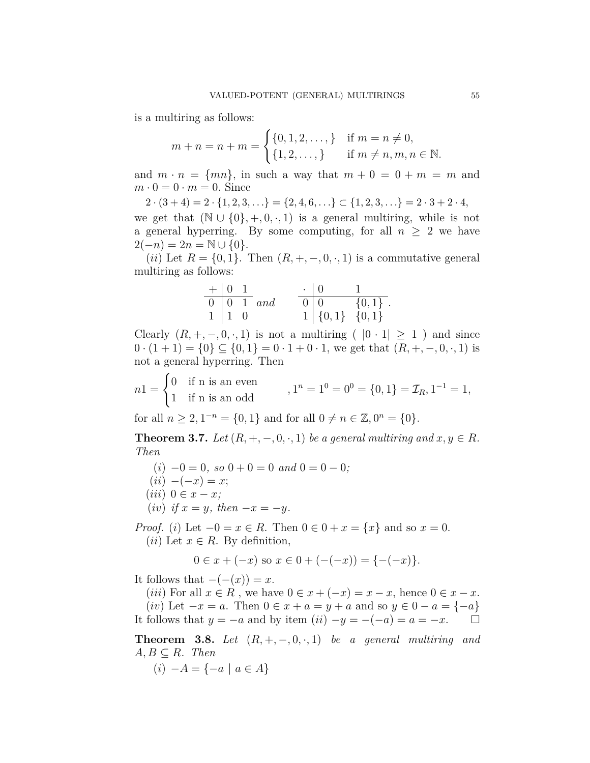is a multiring as follows:

$$m+n=n+m=\begin{cases}\{0,1,2,\dots,\} & \text{if } m=n\neq 0,\\ \{1,2,\dots,\} & \text{if } m\neq n, m,n\in\mathbb{N}.\end{cases}$$

and $m\cdot n=\{mn\}$, in such a way that $m+0=0+m=m$ and $m\cdot 0=0\cdot m=0$. Since

$$2\cdot(3+4)=2\cdot\{1,2,3,\dots\}=\{2,4,6,\dots\}\subset\{1,2,3,\dots\}=2\cdot 3+2\cdot 4,$$

we get that $(\mathbb{N}\cup\{0\},+,0,\cdot,1)$ is a general multiring, while is not a general hyperring. By some computing, for all $n\geq 2$ we have $2(-n)=2n=\mathbb{N}\cup\{0\}$.

(*ii*) Let $R=\{0,1\}$. Then $(R,+,-,0,\cdot,1)$ is a commutative general multiring as follows:

| $+$ | $0$ | $1$ |
|---|---|---|
| $0$ | $0$ | $1$ |
| $1$ | $1$ | $0$ |

*and*

| $\cdot$ | $0$ | $1$ |
|---|---|---|
| $0$ | $0$ | $\{0,1\}$ |
| $1$ | $\{0,1\}$ | $\{0,1\}$ |

Clearly $(R,+,-,0,\cdot,1)$ is not a multiring ( $|0\cdot 1|\geq 1$ ) and since $0\cdot(1+1)=\{0\}\subseteq\{0,1\}=0\cdot 1+0\cdot 1$, we get that $(R,+,-,0,\cdot,1)$ is not a general hyperring. Then

$$n1=\begin{cases}0 & \text{if n is an even}\\ 1 & \text{if n is an odd}\end{cases}\quad ,1^n=1^0=0^0=\{0,1\}=\mathcal{I}_R, 1^{-1}=1,$$

for all $n\geq 2, 1^{-n}=\{0,1\}$ and for all $0\neq n\in\mathbb{Z}, 0^n=\{0\}$.

**Theorem 3.7.** *Let $(R,+,-,0,\cdot,1)$ be a general multiring and $x,y\in R$. Then*

(*i*) $-0=0$*, so* $0+0=0$ *and* $0=0-0$*;*

(*ii*) $-(-x)=x$;

(*iii*) $0\in x-x$*;*

(*iv*) *if* $x=y$*, then* $-x=-y$.

*Proof.* (*i*) Let $-0=x\in R$. Then $0\in 0+x=\{x\}$ and so $x=0$.

(*ii*) Let $x\in R$. By definition,

$$0\in x+(-x) \text{ so } x\in 0+(-(-x))=\{-(-x)\}.$$

It follows that $-(-(x))=x$.

(*iii*) For all $x\in R$ , we have $0\in x+(-x)=x-x$, hence $0\in x-x$.

(*iv*) Let $-x=a$. Then $0\in x+a=y+a$ and so $y\in 0-a=\{-a\}$ It follows that $y=-a$ and by item (*ii*) $-y=-(-a)=a=-x$. □

**Theorem 3.8.** *Let $(R,+,-,0,\cdot,1)$ be a general multiring and $A,B\subseteq R$. Then*

(*i*) $-A=\{-a\mid a\in A\}$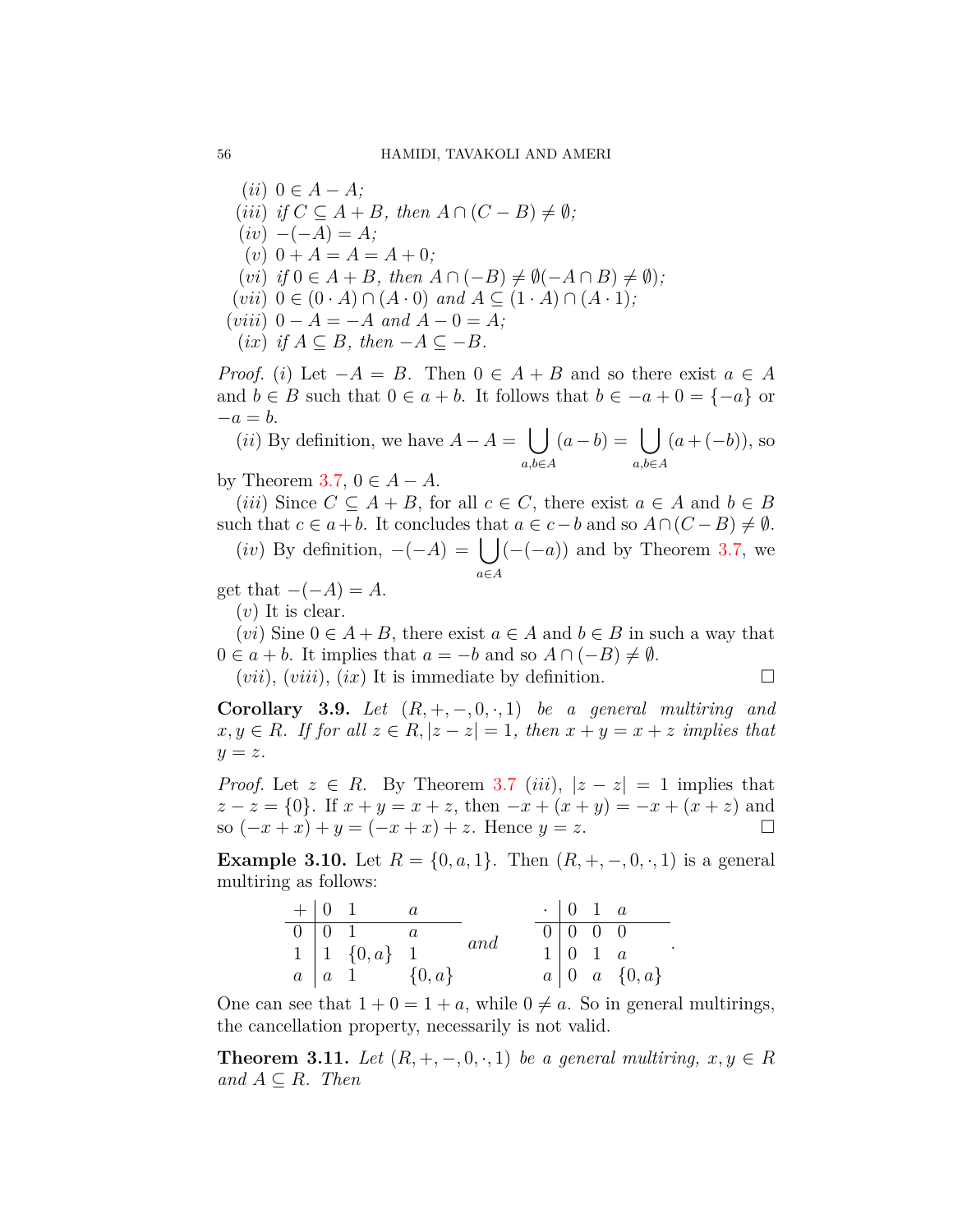(*ii*) $0 \in A - A$;

(*iii*) if $C \subseteq A + B$, then $A \cap (C - B) \neq \emptyset$;

(*iv*) $-(-A) = A$;

(*v*) $0 + A = A = A + 0$;

(*vi*) if $0 \in A + B$, then $A \cap (-B) \neq \emptyset (-A \cap B) \neq \emptyset)$;

(*vii*) $0 \in (0 \cdot A) \cap (A \cdot 0)$ and $A \subseteq (1 \cdot A) \cap (A \cdot 1)$;

(*viii*) $0 - A = -A$ and $A - 0 = A$;

(*ix*) if $A \subseteq B$, then $-A \subseteq -B$.

*Proof.* (*i*) Let $-A = B$. Then $0 \in A + B$ and so there exist $a \in A$ and $b \in B$ such that $0 \in a + b$. It follows that $b \in -a + 0 = \{-a\}$ or $-a = b$.

(*ii*) By definition, we have $A - A = \bigcup_{a,b \in A} (a - b) = \bigcup_{a,b \in A} (a + (-b))$, so by Theorem 3.7, $0 \in A - A$.

(*iii*) Since $C \subseteq A + B$, for all $c \in C$, there exist $a \in A$ and $b \in B$ such that $c \in a + b$. It concludes that $a \in c - b$ and so $A \cap (C - B) \neq \emptyset$.

(*iv*) By definition, $-(-A) = \bigcup_{a \in A} (-(-a))$ and by Theorem 3.7, we get that $-(-A) = A$.

(*v*) It is clear.

(*vi*) Sine $0 \in A + B$, there exist $a \in A$ and $b \in B$ in such a way that $0 \in a + b$. It implies that $a = -b$ and so $A \cap (-B) \neq \emptyset$.

(*vii*), (*viii*), (*ix*) It is immediate by definition. □

**Corollary 3.9.** *Let $(R, +, -, 0, \cdot, 1)$ be a general multiring and $x, y \in R$. If for all $z \in R, |z - z| = 1$, then $x + y = x + z$ implies that $y = z$.*

*Proof.* Let $z \in R$. By Theorem 3.7 (*iii*), $|z - z| = 1$ implies that $z - z = \{0\}$. If $x + y = x + z$, then $-x + (x + y) = -x + (x + z)$ and so $(-x + x) + y = (-x + x) + z$. Hence $y = z$. □

**Example 3.10.** Let $R = \{0, a, 1\}$. Then $(R, +, -, 0, \cdot, 1)$ is a general multiring as follows:

| $+$ | $0$ | $1$ | $a$ |
|---|---|---|---|
| $0$ | $0$ | $1$ | $a$ |
| $1$ | $1$ | $\{0, a\}$ | $1$ |
| $a$ | $a$ | $1$ | $\{0, a\}$ |

and

| $\cdot$ | $0$ | $1$ | $a$ |
|---|---|---|---|
| $0$ | $0$ | $0$ | $0$ |
| $1$ | $0$ | $1$ | $a$ |
| $a$ | $0$ | $a$ | $\{0, a\}$ |

.

One can see that $1 + 0 = 1 + a$, while $0 \neq a$. So in general multirings, the cancellation property, necessarily is not valid.

**Theorem 3.11.** *Let $(R, +, -, 0, \cdot, 1)$ be a general multiring, $x, y \in R$ and $A \subseteq R$. Then*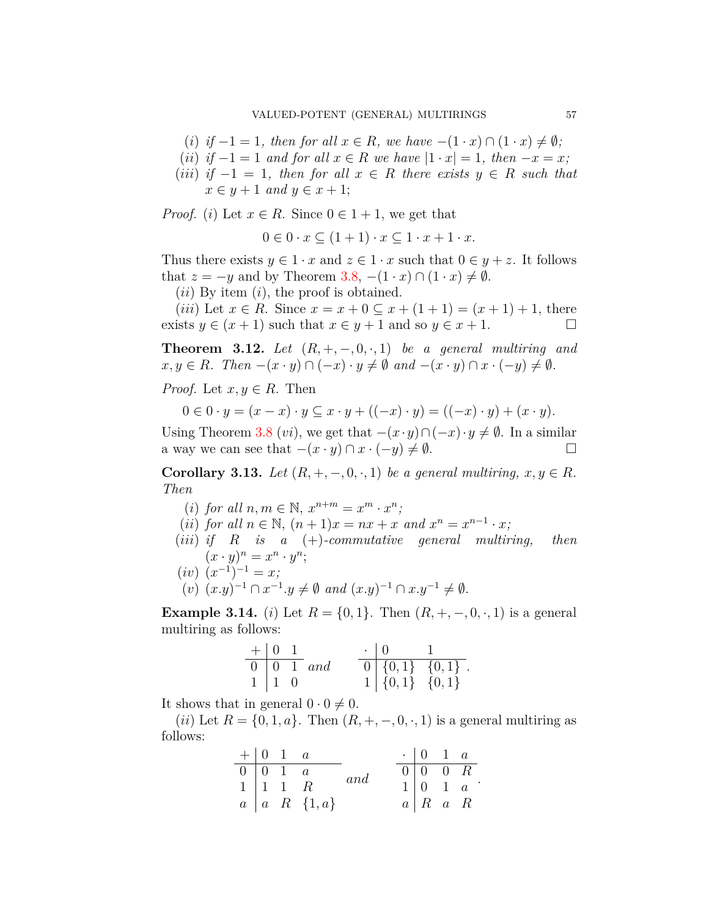(*i*) *if* $-1 = 1$*, then for all* $x \in R$*, we have* $-(1 \cdot x) \cap (1 \cdot x) \neq \emptyset$*;*

(*ii*) *if* $-1 = 1$ *and for all* $x \in R$ *we have* $|1 \cdot x| = 1$*, then* $-x = x$*;*

(*iii*) *if* $-1 = 1$*, then for all* $x \in R$ *there exists* $y \in R$ *such that* $x \in y + 1$ *and* $y \in x + 1$*;*

*Proof.* (*i*) Let $x \in R$. Since $0 \in 1 + 1$, we get that

$$0 \in 0 \cdot x \subseteq (1 + 1) \cdot x \subseteq 1 \cdot x + 1 \cdot x.$$

Thus there exists $y \in 1 \cdot x$ and $z \in 1 \cdot x$ such that $0 \in y + z$. It follows that $z = -y$ and by Theorem 3.8, $-(1 \cdot x) \cap (1 \cdot x) \neq \emptyset$.

(*ii*) By item (*i*), the proof is obtained.

(*iii*) Let $x \in R$. Since $x = x + 0 \subseteq x + (1 + 1) = (x + 1) + 1$, there exists $y \in (x + 1)$ such that $x \in y + 1$ and so $y \in x + 1$. □

**Theorem 3.12.** *Let* $(R, +, -, 0, \cdot, 1)$ *be a general multiring and* $x, y \in R$*. Then* $-(x \cdot y) \cap (-x) \cdot y \neq \emptyset$ *and* $-(x \cdot y) \cap x \cdot (-y) \neq \emptyset$*.*

*Proof.* Let $x, y \in R$. Then

$$0 \in 0 \cdot y = (x - x) \cdot y \subseteq x \cdot y + ((-x) \cdot y) = ((-x) \cdot y) + (x \cdot y).$$

Using Theorem 3.8 (*vi*), we get that $-(x \cdot y) \cap (-x) \cdot y \neq \emptyset$. In a similar a way we can see that $-(x \cdot y) \cap x \cdot (-y) \neq \emptyset$. □

**Corollary 3.13.** *Let* $(R, +, -, 0, \cdot, 1)$ *be a general multiring,* $x, y \in R$*. Then*

(*i*) *for all* $n, m \in \mathbb{N}$*,* $x^{n+m} = x^m \cdot x^n$*;*

(*ii*) *for all* $n \in \mathbb{N}$*,* $(n + 1)x = nx + x$ *and* $x^n = x^{n-1} \cdot x$*;*

(*iii*) *if* $R$ *is a* $(+)$*-commutative general multiring, then* $(x \cdot y)^n = x^n \cdot y^n$*;*

(*iv*) $(x^{-1})^{-1} = x$*;*

(*v*) $(x.y)^{-1} \cap x^{-1}.y \neq \emptyset$ *and* $(x.y)^{-1} \cap x.y^{-1} \neq \emptyset$*.*

**Example 3.14.** (*i*) Let $R = \{0, 1\}$. Then $(R, +, -, 0, \cdot, 1)$ is a general multiring as follows:

| $+$ | $0$ | $1$ |
|---|---|---|
| $0$ | $0$ | $1$ |
| $1$ | $1$ | $0$ |

*and*

| $\cdot$ | $0$ | $1$ |
|---|---|---|
| $0$ | $\{0,1\}$ | $\{0,1\}$ |
| $1$ | $\{0,1\}$ | $\{0,1\}$ |

It shows that in general $0 \cdot 0 \neq 0$.

(*ii*) Let $R = \{0, 1, a\}$. Then $(R, +, -, 0, \cdot, 1)$ is a general multiring as follows:

| $+$ | $0$ | $1$ | $a$ |
|---|---|---|---|
| $0$ | $0$ | $1$ | $a$ |
| $1$ | $1$ | $1$ | $R$ |
| $a$ | $a$ | $R$ | $\{1,a\}$ |

*and*

| $\cdot$ | $0$ | $1$ | $a$ |
|---|---|---|---|
| $0$ | $0$ | $0$ | $R$ |
| $1$ | $0$ | $1$ | $a$ |
| $a$ | $R$ | $a$ | $R$ |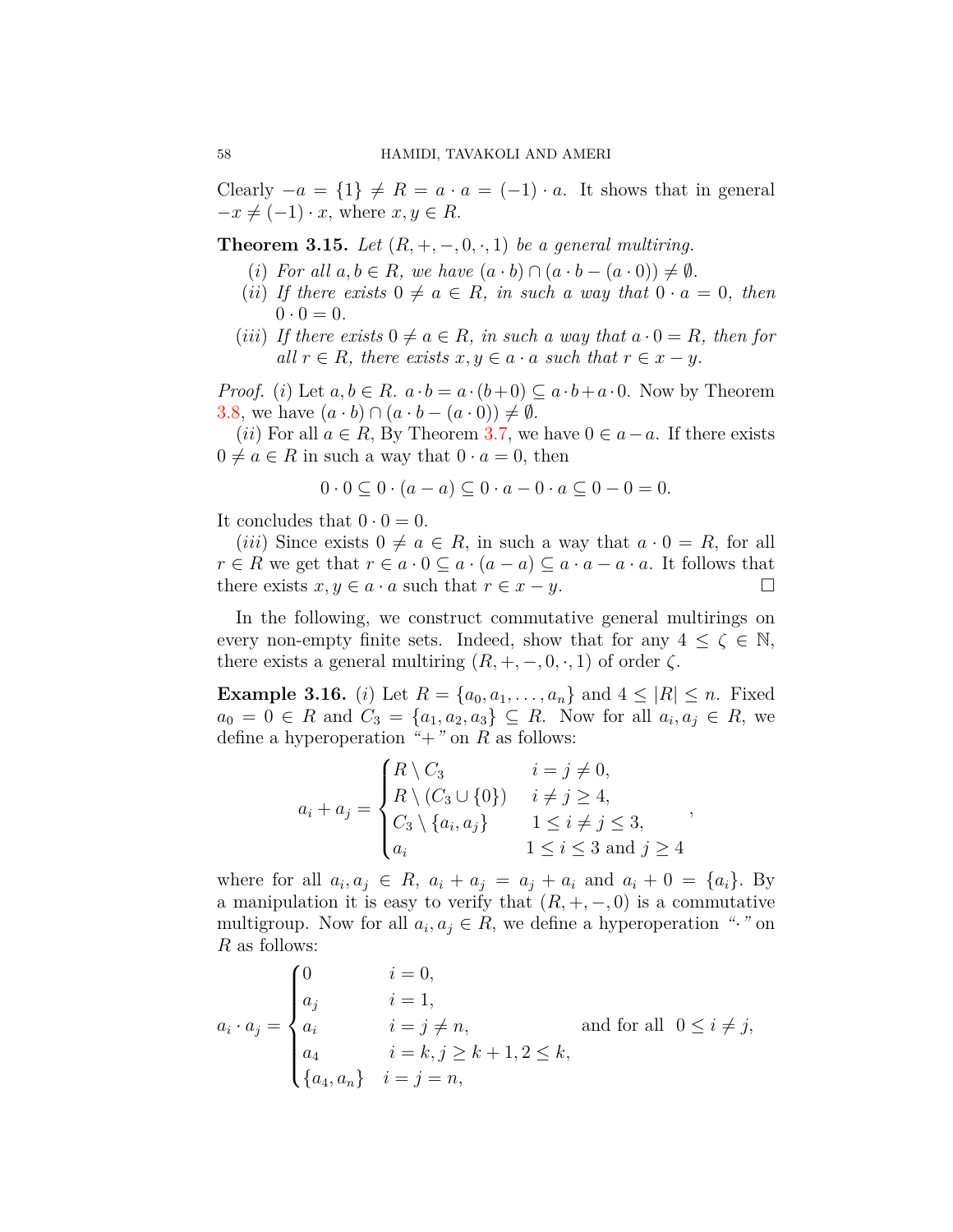Clearly $-a = \{1\} \neq R = a \cdot a = (-1) \cdot a$. It shows that in general $-x \neq (-1) \cdot x$, where $x, y \in R$.

**Theorem 3.15.** *Let $(R, +, -, 0, \cdot, 1)$ be a general multiring.*

(*i*) *For all $a, b \in R$, we have $(a \cdot b) \cap (a \cdot b - (a \cdot 0)) \neq \emptyset$.*

(*ii*) *If there exists $0 \neq a \in R$, in such a way that $0 \cdot a = 0$, then $0 \cdot 0 = 0$.*

(*iii*) *If there exists $0 \neq a \in R$, in such a way that $a \cdot 0 = R$, then for all $r \in R$, there exists $x, y \in a \cdot a$ such that $r \in x - y$.*

*Proof.* (*i*) Let $a, b \in R$. $a \cdot b = a \cdot (b + 0) \subseteq a \cdot b + a \cdot 0$. Now by Theorem 3.8, we have $(a \cdot b) \cap (a \cdot b - (a \cdot 0)) \neq \emptyset$.

(*ii*) For all $a \in R$, By Theorem 3.7, we have $0 \in a - a$. If there exists $0 \neq a \in R$ in such a way that $0 \cdot a = 0$, then

$$0 \cdot 0 \subseteq 0 \cdot (a - a) \subseteq 0 \cdot a - 0 \cdot a \subseteq 0 - 0 = 0.$$

It concludes that $0 \cdot 0 = 0$.

(*iii*) Since exists $0 \neq a \in R$, in such a way that $a \cdot 0 = R$, for all $r \in R$ we get that $r \in a \cdot 0 \subseteq a \cdot (a - a) \subseteq a \cdot a - a \cdot a$. It follows that there exists $x, y \in a \cdot a$ such that $r \in x - y$. $\square$

In the following, we construct commutative general multirings on every non-empty finite sets. Indeed, show that for any $4 \leq \zeta \in \mathbb{N}$, there exists a general multiring $(R, +, -, 0, \cdot, 1)$ of order $\zeta$.

**Example 3.16.** (*i*) Let $R = \{a_0, a_1, \ldots, a_n\}$ and $4 \leq |R| \leq n$. Fixed $a_0 = 0 \in R$ and $C_3 = \{a_1, a_2, a_3\} \subseteq R$. Now for all $a_i, a_j \in R$, we define a hyperoperation "$+$" on $R$ as follows:

$$a_i + a_j = \begin{cases} R \setminus C_3 & i = j \neq 0, \\ R \setminus (C_3 \cup \{0\}) & i \neq j \geq 4, \\ C_3 \setminus \{a_i, a_j\} & 1 \leq i \neq j \leq 3, \\ a_i & 1 \leq i \leq 3 \text{ and } j \geq 4 \end{cases},$$

where for all $a_i, a_j \in R$, $a_i + a_j = a_j + a_i$ and $a_i + 0 = \{a_i\}$. By a manipulation it is easy to verify that $(R, +, -, 0)$ is a commutative multigroup. Now for all $a_i, a_j \in R$, we define a hyperoperation "$\cdot$" on $R$ as follows:

$$a_i \cdot a_j = \begin{cases} 0 & i = 0, \\ a_j & i = 1, \\ a_i & i = j \neq n, \\ a_4 & i = k, j \geq k+1, 2 \leq k, \\ \{a_4, a_n\} & i = j = n, \end{cases} \quad \text{and for all } \; 0 \leq i \neq j,$$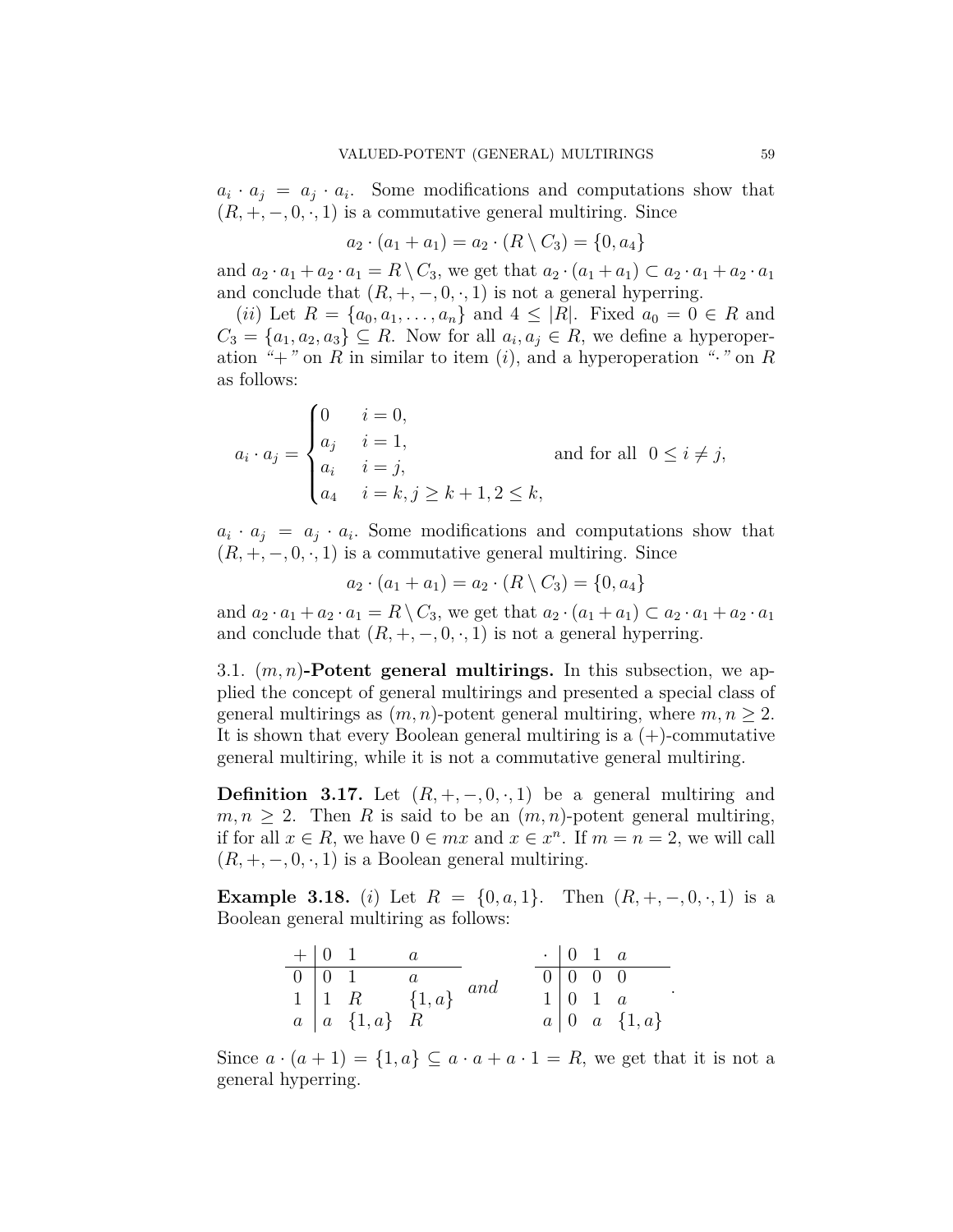$a_i \cdot a_j = a_j \cdot a_i$. Some modifications and computations show that $(R, +, -, 0, \cdot, 1)$ is a commutative general multiring. Since

$$a_2 \cdot (a_1 + a_1) = a_2 \cdot (R \setminus C_3) = \{0, a_4\}$$

and $a_2 \cdot a_1 + a_2 \cdot a_1 = R \setminus C_3$, we get that $a_2 \cdot (a_1 + a_1) \subset a_2 \cdot a_1 + a_2 \cdot a_1$ and conclude that $(R, +, -, 0, \cdot, 1)$ is not a general hyperring.

$(ii)$ Let $R = \{a_0, a_1, \ldots, a_n\}$ and $4 \leq |R|$. Fixed $a_0 = 0 \in R$ and $C_3 = \{a_1, a_2, a_3\} \subseteq R$. Now for all $a_i, a_j \in R$, we define a hyperoperation *"+"* on $R$ in similar to item $(i)$, and a hyperoperation *"·"* on $R$ as follows:

$$a_i \cdot a_j = \begin{cases} 0 & i = 0, \\ a_j & i = 1, \\ a_i & i = j, \\ a_4 & i = k, j \geq k+1, 2 \leq k, \end{cases} \qquad \text{and for all } \; 0 \leq i \neq j,$$

$a_i \cdot a_j = a_j \cdot a_i$. Some modifications and computations show that $(R, +, -, 0, \cdot, 1)$ is a commutative general multiring. Since

$$a_2 \cdot (a_1 + a_1) = a_2 \cdot (R \setminus C_3) = \{0, a_4\}$$

and $a_2 \cdot a_1 + a_2 \cdot a_1 = R \setminus C_3$, we get that $a_2 \cdot (a_1 + a_1) \subset a_2 \cdot a_1 + a_2 \cdot a_1$ and conclude that $(R, +, -, 0, \cdot, 1)$ is not a general hyperring.

### 3.1. $(m, n)$-Potent general multirings.

In this subsection, we applied the concept of general multirings and presented a special class of general multirings as $(m, n)$-potent general multiring, where $m, n \geq 2$. It is shown that every Boolean general multiring is a $(+)$-commutative general multiring, while it is not a commutative general multiring.

**Definition 3.17.** Let $(R, +, -, 0, \cdot, 1)$ be a general multiring and $m, n \geq 2$. Then $R$ is said to be an $(m, n)$-potent general multiring, if for all $x \in R$, we have $0 \in mx$ and $x \in x^n$. If $m = n = 2$, we will call $(R, +, -, 0, \cdot, 1)$ is a Boolean general multiring.

**Example 3.18.** $(i)$ Let $R = \{0, a, 1\}$. Then $(R, +, -, 0, \cdot, 1)$ is a Boolean general multiring as follows:

| $+$ | $0$ | $1$ | $a$ |
|---|---|---|---|
| $0$ | $0$ | $1$ | $a$ |
| $1$ | $1$ | $R$ | $\{1, a\}$ |
| $a$ | $a$ | $\{1, a\}$ | $R$ |

*and*

| $\cdot$ | $0$ | $1$ | $a$ |
|---|---|---|---|
| $0$ | $0$ | $0$ | $0$ |
| $1$ | $0$ | $1$ | $a$ |
| $a$ | $0$ | $a$ | $\{1, a\}$ |

Since $a \cdot (a + 1) = \{1, a\} \subseteq a \cdot a + a \cdot 1 = R$, we get that it is not a general hyperring.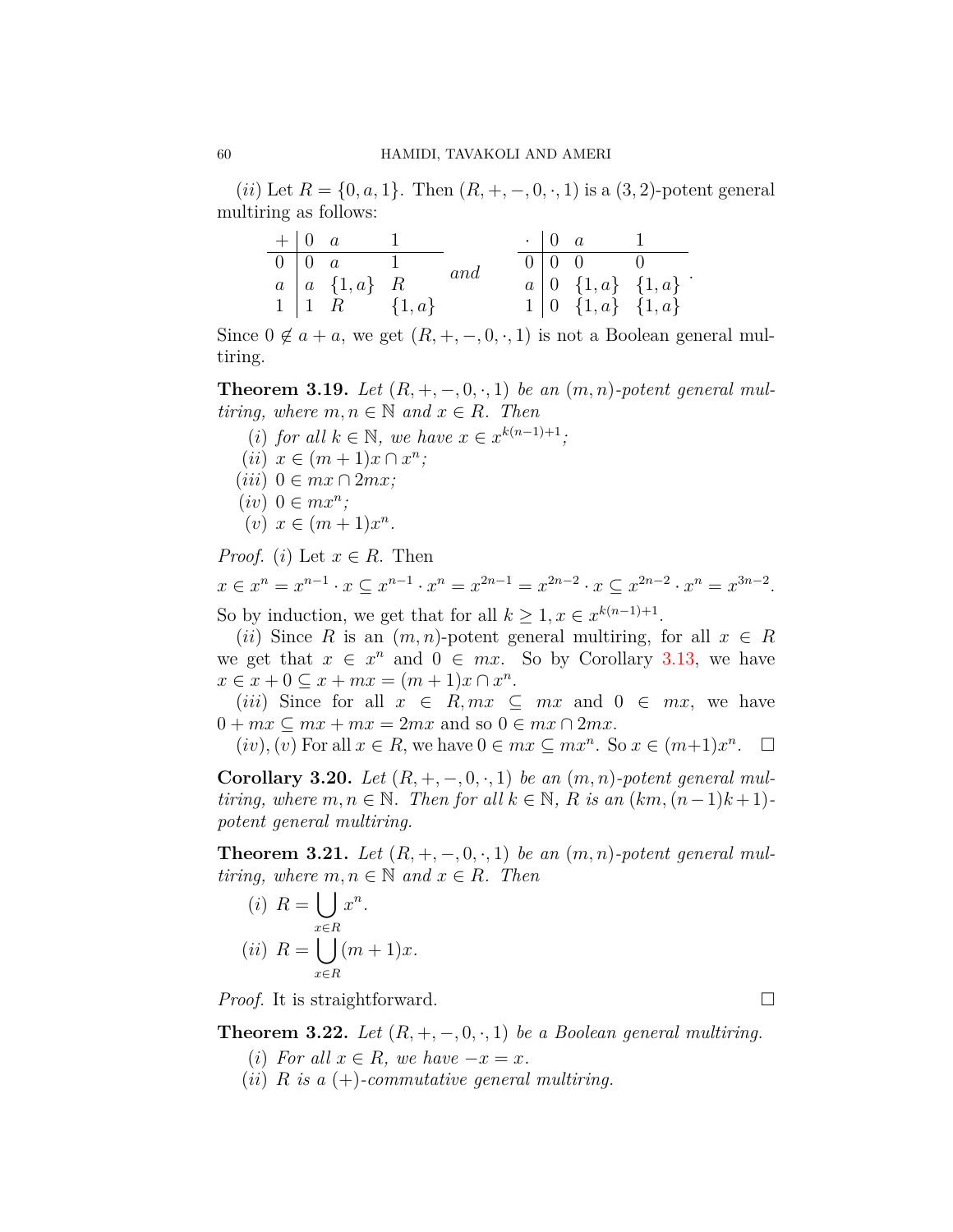(*ii*) Let $R = \{0, a, 1\}$. Then $(R, +, -, 0, \cdot, 1)$ is a $(3, 2)$-potent general multiring as follows:

| $+$ | $0$ | $a$ | $1$ |
|---|---|---|---|
| $0$ | $0$ | $a$ | $1$ |
| $a$ | $a$ | $\{1, a\}$ | $R$ |
| $1$ | $1$ | $R$ | $\{1, a\}$ |

*and*

| $\cdot$ | $0$ | $a$ | $1$ |
|---|---|---|---|
| $0$ | $0$ | $0$ | $0$ |
| $a$ | $0$ | $\{1, a\}$ | $\{1, a\}$ |
| $1$ | $0$ | $\{1, a\}$ | $\{1, a\}$ |

Since $0 \notin a + a$, we get $(R, +, -, 0, \cdot, 1)$ is not a Boolean general multiring.

**Theorem 3.19.** *Let $(R, +, -, 0, \cdot, 1)$ be an $(m, n)$-potent general multiring, where $m, n \in \mathbb{N}$ and $x \in R$. Then*

(*i*) *for all $k \in \mathbb{N}$, we have $x \in x^{k(n-1)+1}$;*

(*ii*) $x \in (m + 1)x \cap x^n$;

(*iii*) $0 \in mx \cap 2mx$;

(*iv*) $0 \in mx^n$;

(*v*) $x \in (m + 1)x^n$.

*Proof.* (*i*) Let $x \in R$. Then

$$x \in x^n = x^{n-1} \cdot x \subseteq x^{n-1} \cdot x^n = x^{2n-1} = x^{2n-2} \cdot x \subseteq x^{2n-2} \cdot x^n = x^{3n-2}.$$

So by induction, we get that for all $k \geq 1, x \in x^{k(n-1)+1}$.

(*ii*) Since $R$ is an $(m, n)$-potent general multiring, for all $x \in R$ we get that $x \in x^n$ and $0 \in mx$. So by Corollary 3.13, we have $x \in x + 0 \subseteq x + mx = (m + 1)x \cap x^n$.

(*iii*) Since for all $x \in R, mx \subseteq mx$ and $0 \in mx$, we have $0 + mx \subseteq mx + mx = 2mx$ and so $0 \in mx \cap 2mx$.

(*iv*), (*v*) For all $x \in R$, we have $0 \in mx \subseteq mx^n$. So $x \in (m+1)x^n$. □

**Corollary 3.20.** *Let $(R, +, -, 0, \cdot, 1)$ be an $(m, n)$-potent general multiring, where $m, n \in \mathbb{N}$. Then for all $k \in \mathbb{N}$, $R$ is an $(km, (n-1)k+1)$-potent general multiring.*

**Theorem 3.21.** *Let $(R, +, -, 0, \cdot, 1)$ be an $(m, n)$-potent general multiring, where $m, n \in \mathbb{N}$ and $x \in R$. Then*

(*i*) $R = \bigcup_{x \in R} x^n$.

(*ii*) $R = \bigcup_{x \in R} (m + 1)x$.

*Proof.* It is straightforward. □

**Theorem 3.22.** *Let $(R, +, -, 0, \cdot, 1)$ be a Boolean general multiring.*

(*i*) *For all $x \in R$, we have $-x = x$.*

(*ii*) *$R$ is a $(+)$-commutative general multiring.*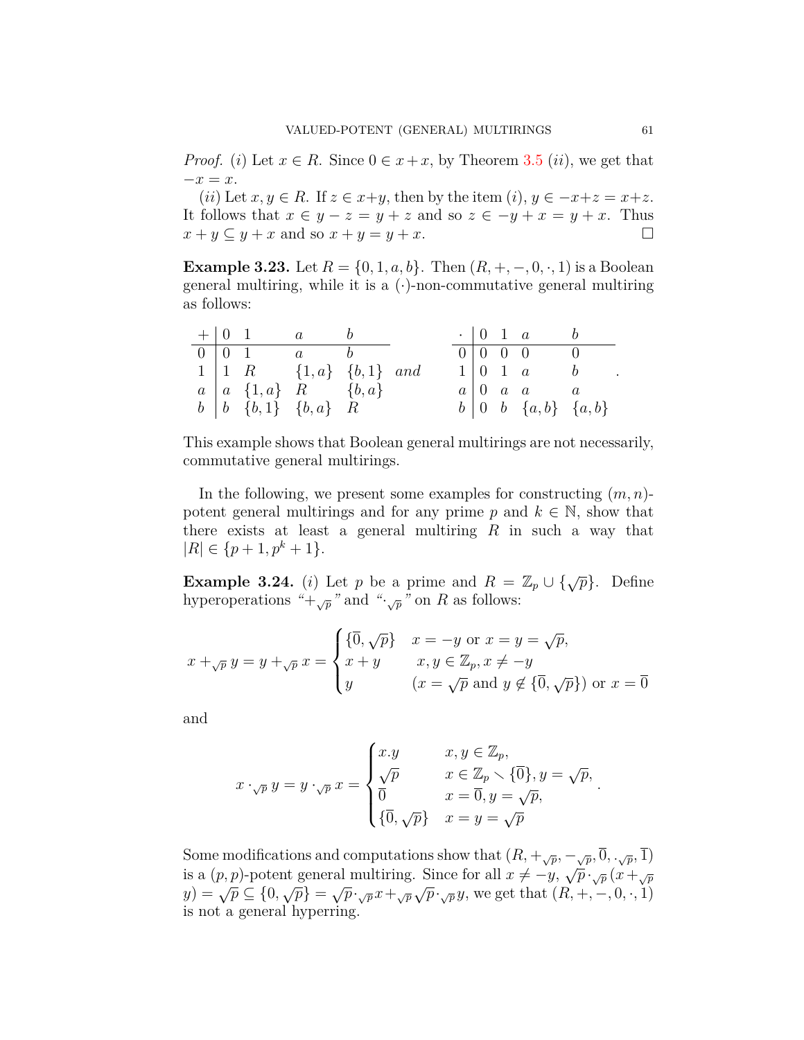*Proof.* $(i)$ Let $x \in R$. Since $0 \in x + x$, by Theorem 3.5 $(ii)$, we get that $-x = x$.

$(ii)$ Let $x, y \in R$. If $z \in x+y$, then by the item $(i)$, $y \in -x+z = x+z$. It follows that $x \in y - z = y + z$ and so $z \in -y + x = y + x$. Thus $x + y \subseteq y + x$ and so $x + y = y + x$. $\square$

**Example 3.23.** Let $R = \{0, 1, a, b\}$. Then $(R, +, -, 0, \cdot, 1)$ is a Boolean general multiring, while it is a $(\cdot)$-non-commutative general multiring as follows:

| $+$ | $0$ | $1$ | $a$ | $b$ |
|---|---|---|---|---|
| $0$ | $0$ | $1$ | $a$ | $b$ |
| $1$ | $1$ | $R$ | $\{1,a\}$ | $\{b,1\}$ |
| $a$ | $a$ | $\{1,a\}$ | $R$ | $\{b,a\}$ |
| $b$ | $b$ | $\{b,1\}$ | $\{b,a\}$ | $R$ |

and

| $\cdot$ | $0$ | $1$ | $a$ | $b$ |
|---|---|---|---|---|
| $0$ | $0$ | $0$ | $0$ | $0$ |
| $1$ | $0$ | $1$ | $a$ | $b$ |
| $a$ | $0$ | $a$ | $a$ | $a$ |
| $b$ | $0$ | $b$ | $\{a,b\}$ | $\{a,b\}$ |

This example shows that Boolean general multirings are not necessarily, commutative general multirings.

In the following, we present some examples for constructing $(m,n)$-potent general multirings and for any prime $p$ and $k \in \mathbb{N}$, show that there exists at least a general multiring $R$ in such a way that $|R| \in \{p+1, p^k+1\}$.

**Example 3.24.** $(i)$ Let $p$ be a prime and $R = \mathbb{Z}_p \cup \{\sqrt{p}\}$. Define hyperoperations "$+_{\sqrt{p}}$" and "$\cdot_{\sqrt{p}}$" on $R$ as follows:

$$x +_{\sqrt{p}} y = y +_{\sqrt{p}} x = \begin{cases} \{\overline{0}, \sqrt{p}\} & x = -y \text{ or } x = y = \sqrt{p}, \\ x + y & x, y \in \mathbb{Z}_p, x \neq -y \\ y & (x = \sqrt{p} \text{ and } y \notin \{\overline{0}, \sqrt{p}\}) \text{ or } x = \overline{0} \end{cases}$$

and

$$x \cdot_{\sqrt{p}} y = y \cdot_{\sqrt{p}} x = \begin{cases} x.y & x, y \in \mathbb{Z}_p, \\ \sqrt{p} & x \in \mathbb{Z}_p \setminus \{\overline{0}\}, y = \sqrt{p}, \\ \overline{0} & x = \overline{0}, y = \sqrt{p}, \\ \{\overline{0}, \sqrt{p}\} & x = y = \sqrt{p} \end{cases}.$$

Some modifications and computations show that $(R, +_{\sqrt{p}}, -_{\sqrt{p}}, \overline{0}, \cdot_{\sqrt{p}}, \overline{1})$ is a $(p,p)$-potent general multiring. Since for all $x \neq -y$, $\sqrt{p} \cdot_{\sqrt{p}} (x +_{\sqrt{p}} y) = \sqrt{p} \subseteq \{0, \sqrt{p}\} = \sqrt{p} \cdot_{\sqrt{p}} x +_{\sqrt{p}} \sqrt{p} \cdot_{\sqrt{p}} y$, we get that $(R, +, -, 0, \cdot, 1)$ is not a general hyperring.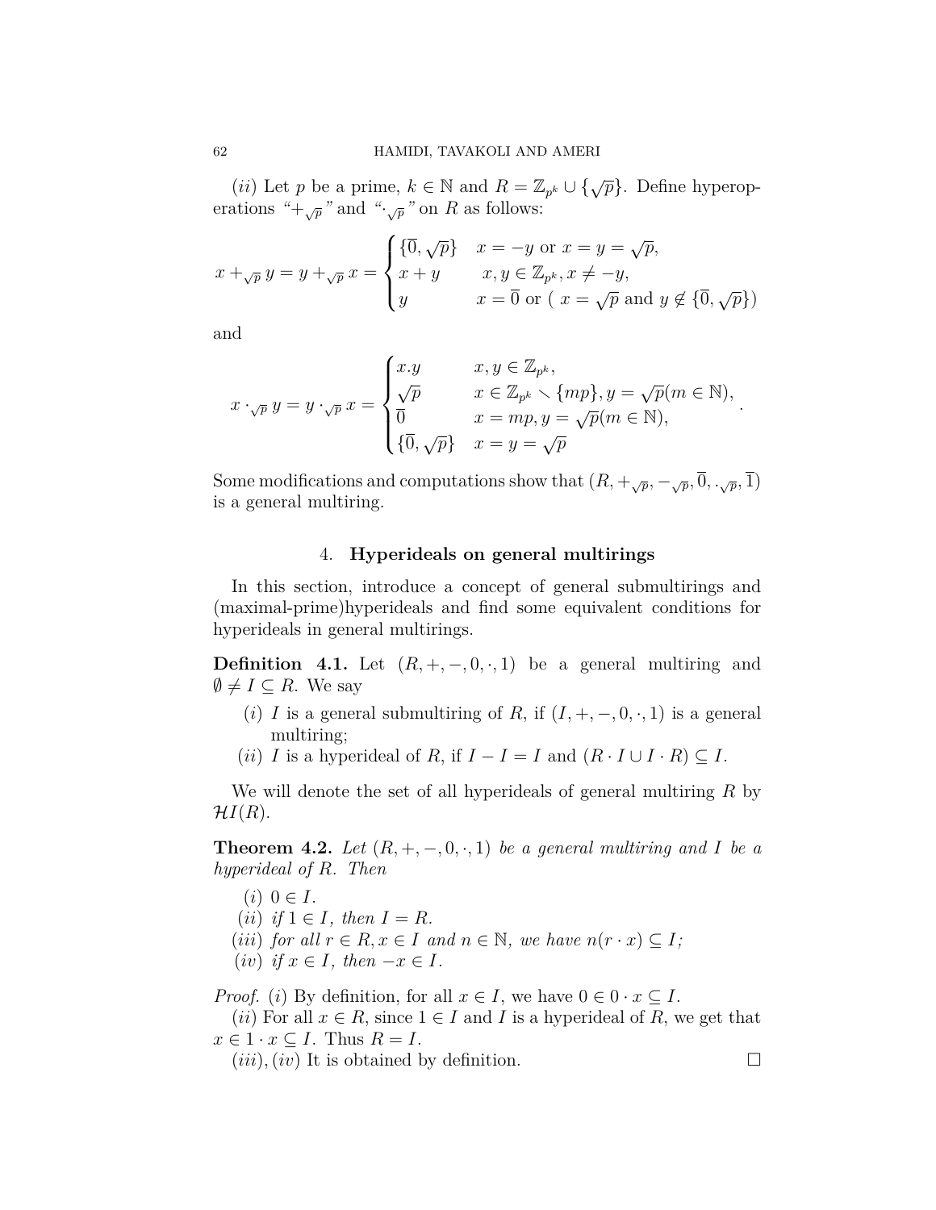($ii$) Let $p$ be a prime, $k \in \mathbb{N}$ and $R = \mathbb{Z}_{p^k} \cup \{\sqrt{p}\}$. Define hyperoperations "$+_{\sqrt{p}}$" and "$\cdot_{\sqrt{p}}$" on $R$ as follows:

$$x +_{\sqrt{p}} y = y +_{\sqrt{p}} x = \begin{cases} \{\overline{0}, \sqrt{p}\} & x = -y \text{ or } x = y = \sqrt{p}, \\ x + y & x, y \in \mathbb{Z}_{p^k}, x \neq -y, \\ y & x = \overline{0} \text{ or } (\ x = \sqrt{p} \text{ and } y \notin \{\overline{0}, \sqrt{p}\}) \end{cases}$$

and

$$x \cdot_{\sqrt{p}} y = y \cdot_{\sqrt{p}} x = \begin{cases} x.y & x, y \in \mathbb{Z}_{p^k}, \\ \sqrt{p} & x \in \mathbb{Z}_{p^k} \setminus \{mp\}, y = \sqrt{p} (m \in \mathbb{N}), \\ \overline{0} & x = mp, y = \sqrt{p} (m \in \mathbb{N}), \\ \{\overline{0}, \sqrt{p}\} & x = y = \sqrt{p} \end{cases}.$$

Some modifications and computations show that $(R, +_{\sqrt{p}}, -_{\sqrt{p}}, \overline{0}, \cdot_{\sqrt{p}}, \overline{1})$ is a general multiring.

## 4. Hyperideals on general multirings

In this section, introduce a concept of general submultirings and (maximal-prime)hyperideals and find some equivalent conditions for hyperideals in general multirings.

**Definition 4.1.** Let $(R, +, -, 0, \cdot, 1)$ be a general multiring and $\emptyset \neq I \subseteq R$. We say

($i$) $I$ is a general submultiring of $R$, if $(I, +, -, 0, \cdot, 1)$ is a general multiring;

($ii$) $I$ is a hyperideal of $R$, if $I - I = I$ and $(R \cdot I \cup I \cdot R) \subseteq I$.

We will denote the set of all hyperideals of general multiring $R$ by $\mathcal{H}I(R)$.

**Theorem 4.2.** *Let $(R, +, -, 0, \cdot, 1)$ be a general multiring and $I$ be a hyperideal of $R$. Then*

($i$) *$0 \in I$.*

($ii$) *if $1 \in I$, then $I = R$.*

($iii$) *for all $r \in R, x \in I$ and $n \in \mathbb{N}$, we have $n(r \cdot x) \subseteq I$;*

($iv$) *if $x \in I$, then $-x \in I$.*

*Proof.* ($i$) By definition, for all $x \in I$, we have $0 \in 0 \cdot x \subseteq I$.

($ii$) For all $x \in R$, since $1 \in I$ and $I$ is a hyperideal of $R$, we get that $x \in 1 \cdot x \subseteq I$. Thus $R = I$.

($iii$), ($iv$) It is obtained by definition. □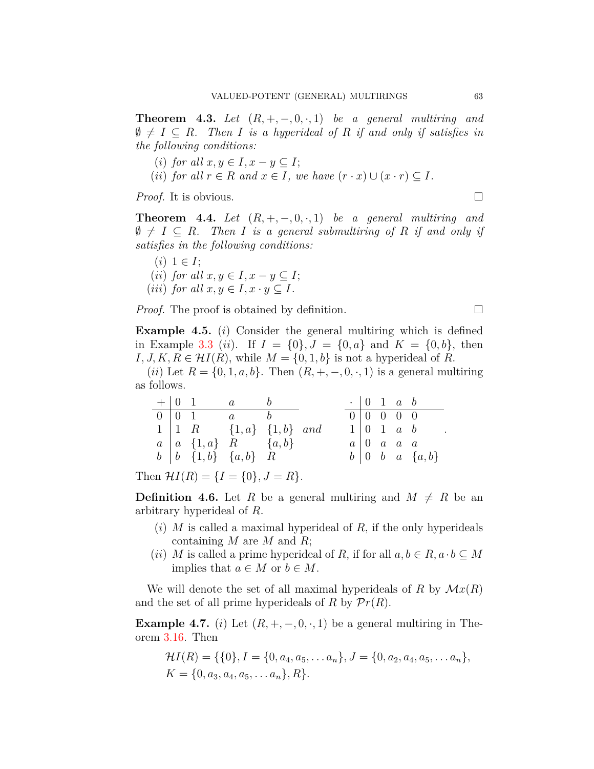**Theorem 4.3.** *Let $(R, +, -, 0, \cdot, 1)$ be a general multiring and $\emptyset \neq I \subseteq R$. Then $I$ is a hyperideal of $R$ if and only if satisfies in the following conditions:*

*(i) for all $x, y \in I, x - y \subseteq I$;*

*(ii) for all $r \in R$ and $x \in I$, we have $(r \cdot x) \cup (x \cdot r) \subseteq I$.*

*Proof.* It is obvious. $\square$

**Theorem 4.4.** *Let $(R, +, -, 0, \cdot, 1)$ be a general multiring and $\emptyset \neq I \subseteq R$. Then $I$ is a general submultiring of $R$ if and only if satisfies in the following conditions:*

*(i) $1 \in I$;*

*(ii) for all $x, y \in I, x - y \subseteq I$;*

*(iii) for all $x, y \in I, x \cdot y \subseteq I$.*

*Proof.* The proof is obtained by definition. $\square$

**Example 4.5.** $(i)$ Consider the general multiring which is defined in Example 3.3 $(ii)$. If $I = \{0\}, J = \{0, a\}$ and $K = \{0, b\}$, then $I, J, K, R \in \mathcal{HI}(R)$, while $M = \{0, 1, b\}$ is not a hyperideal of $R$.

$(ii)$ Let $R = \{0, 1, a, b\}$. Then $(R, +, -, 0, \cdot, 1)$ is a general multiring as follows.

| $+$ | $0$ | $1$ | $a$ | $b$ |
|---|---|---|---|---|
| $0$ | $0$ | $1$ | $a$ | $b$ |
| $1$ | $1$ | $R$ | $\{1, a\}$ | $\{1, b\}$ |
| $a$ | $a$ | $\{1, a\}$ | $R$ | $\{a, b\}$ |
| $b$ | $b$ | $\{1, b\}$ | $\{a, b\}$ | $R$ |

and

| $\cdot$ | $0$ | $1$ | $a$ | $b$ |
|---|---|---|---|---|
| $0$ | $0$ | $0$ | $0$ | $0$ |
| $1$ | $0$ | $1$ | $a$ | $b$ |
| $a$ | $0$ | $a$ | $a$ | $a$ |
| $b$ | $0$ | $b$ | $a$ | $\{a, b\}$ |

Then $\mathcal{HI}(R) = \{I = \{0\}, J = R\}$.

**Definition 4.6.** Let $R$ be a general multiring and $M \neq R$ be an arbitrary hyperideal of $R$.

$(i)$ $M$ is called a maximal hyperideal of $R$, if the only hyperideals containing $M$ are $M$ and $R$;

$(ii)$ $M$ is called a prime hyperideal of $R$, if for all $a, b \in R, a \cdot b \subseteq M$ implies that $a \in M$ or $b \in M$.

We will denote the set of all maximal hyperideals of $R$ by $\mathcal{M}x(R)$ and the set of all prime hyperideals of $R$ by $\mathcal{P}r(R)$.

**Example 4.7.** $(i)$ Let $(R, +, -, 0, \cdot, 1)$ be a general multiring in Theorem 3.16. Then

$$\mathcal{HI}(R) = \{\{0\}, I = \{0, a_4, a_5, \ldots a_n\}, J = \{0, a_2, a_4, a_5, \ldots a_n\}, K = \{0, a_3, a_4, a_5, \ldots a_n\}, R\}.$$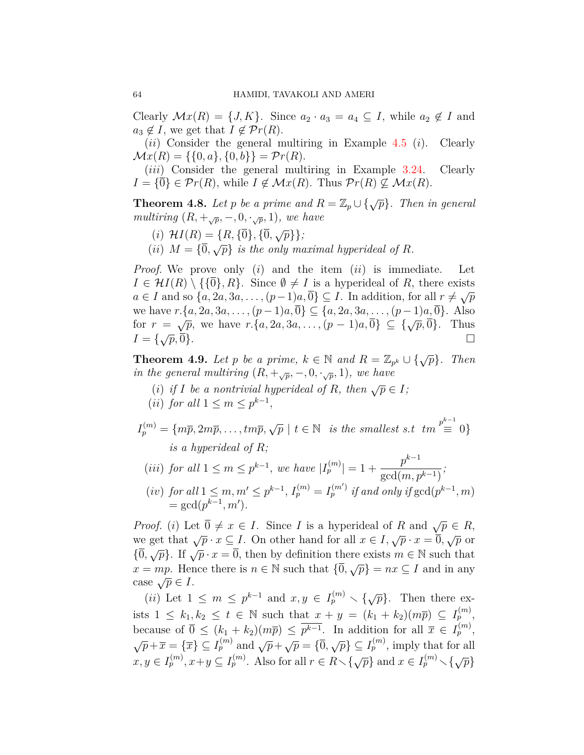Clearly $\mathcal{M}x(R) = \{J, K\}$. Since $a_2 \cdot a_3 = a_4 \subseteq I$, while $a_2 \notin I$ and $a_3 \notin I$, we get that $I \notin \mathcal{P}r(R)$.

($ii$) Consider the general multiring in Example 4.5 ($i$). Clearly $\mathcal{M}x(R) = \{\{0, a\}, \{0, b\}\} = \mathcal{P}r(R)$.

($iii$) Consider the general multiring in Example 3.24. Clearly $I = \{\overline{0}\} \in \mathcal{P}r(R)$, while $I \notin \mathcal{M}x(R)$. Thus $\mathcal{P}r(R) \not\subseteq \mathcal{M}x(R)$.

**Theorem 4.8.** *Let $p$ be a prime and $R = \mathbb{Z}_p \cup \{\sqrt{p}\}$. Then in general multiring $(R, +_{\sqrt{p}}, -, 0, \cdot_{\sqrt{p}}, 1)$, we have*

($i$) *$\mathcal{H}I(R) = \{R, \{\overline{0}\}, \{\overline{0}, \sqrt{p}\}\}$;*

($ii$) *$M = \{\overline{0}, \sqrt{p}\}$ is the only maximal hyperideal of $R$.*

*Proof.* We prove only ($i$) and the item ($ii$) is immediate. Let $I \in \mathcal{H}I(R) \setminus \{\{\overline{0}\}, R\}$. Since $\emptyset \neq I$ is a hyperideal of $R$, there exists $a \in I$ and so $\{a, 2a, 3a, \ldots, (p-1)a, \overline{0}\} \subseteq I$. In addition, for all $r \neq \sqrt{p}$ we have $r.\{a, 2a, 3a, \ldots, (p-1)a, \overline{0}\} \subseteq \{a, 2a, 3a, \ldots, (p-1)a, \overline{0}\}$. Also for $r = \sqrt{p}$, we have $r.\{a, 2a, 3a, \ldots, (p-1)a, \overline{0}\} \subseteq \{\sqrt{p}, \overline{0}\}$. Thus $I = \{\sqrt{p}, \overline{0}\}$. $\square$

**Theorem 4.9.** *Let $p$ be a prime, $k \in \mathbb{N}$ and $R = \mathbb{Z}_{p^k} \cup \{\sqrt{p}\}$. Then in the general multiring $(R, +_{\sqrt{p}}, -, 0, \cdot_{\sqrt{p}}, 1)$, we have*

($i$) *if $I$ be a nontrivial hyperideal of $R$, then $\sqrt{p} \in I$;*

($ii$) *for all $1 \leq m \leq p^{k-1}$,*

$$I_p^{(m)} = \{m\overline{p}, 2m\overline{p}, \ldots, tm\overline{p}, \sqrt{p} \mid t \in \mathbb{N} \text{ is the smallest s.t } tm \overset{p^{k-1}}{\equiv} 0\}$$

*is a hyperideal of $R$;*

($iii$) *for all $1 \leq m \leq p^{k-1}$, we have $|I_p^{(m)}| = 1 + \dfrac{p^{k-1}}{\gcd(m, p^{k-1})}$;*

($iv$) *for all $1 \leq m, m' \leq p^{k-1}$, $I_p^{(m)} = I_p^{(m')}$ if and only if $\gcd(p^{k-1}, m) = \gcd(p^{k-1}, m')$.*

*Proof.* ($i$) Let $\overline{0} \neq x \in I$. Since $I$ is a hyperideal of $R$ and $\sqrt{p} \in R$, we get that $\sqrt{p} \cdot x \subseteq I$. On other hand for all $x \in I$, $\sqrt{p} \cdot x = \overline{0}, \sqrt{p}$ or $\{\overline{0}, \sqrt{p}\}$. If $\sqrt{p} \cdot x = \overline{0}$, then by definition there exists $m \in \mathbb{N}$ such that $x = mp$. Hence there is $n \in \mathbb{N}$ such that $\{\overline{0}, \sqrt{p}\} = nx \subseteq I$ and in any case $\sqrt{p} \in I$.

($ii$) Let $1 \leq m \leq p^{k-1}$ and $x, y \in I_p^{(m)} \setminus \{\sqrt{p}\}$. Then there exists $1 \leq k_1, k_2 \leq t \in \mathbb{N}$ such that $x + y = (k_1 + k_2)(m\overline{p}) \subseteq I_p^{(m)}$, because of $\overline{0} \leq (k_1 + k_2)(m\overline{p}) \leq \overline{p^{k-1}}$. In addition for all $\overline{x} \in I_p^{(m)}$, $\sqrt{p} + \overline{x} = \{\overline{x}\} \subseteq I_p^{(m)}$ and $\sqrt{p} + \sqrt{p} = \{\overline{0}, \sqrt{p}\} \subseteq I_p^{(m)}$, imply that for all $x, y \in I_p^{(m)}$, $x + y \subseteq I_p^{(m)}$. Also for all $r \in R \setminus \{\sqrt{p}\}$ and $x \in I_p^{(m)} \setminus \{\sqrt{p}\}$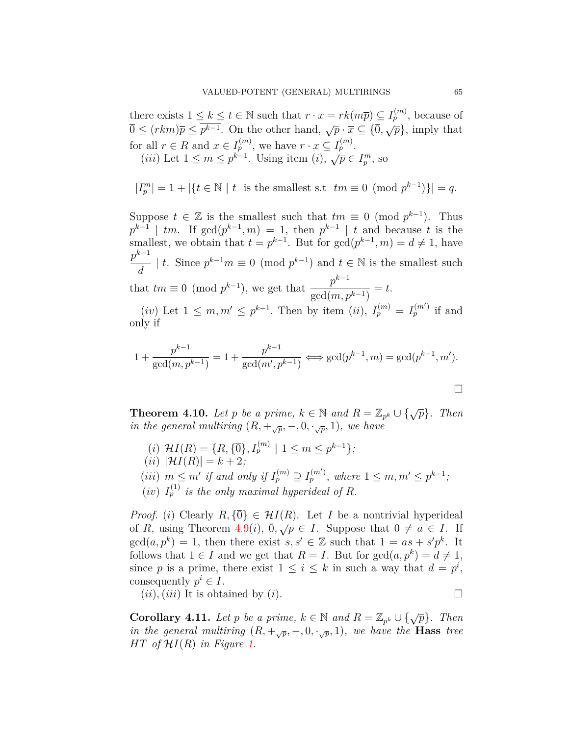there exists $1 \leq k \leq t \in \mathbb{N}$ such that $r \cdot x = rk(m\overline{p}) \subseteq I_p^{(m)}$, because of $\overline{0} \leq (rkm)\overline{p} \leq \overline{p^{k-1}}$. On the other hand, $\sqrt{p} \cdot \overline{x} \subseteq \{\overline{0}, \sqrt{p}\}$, imply that for all $r \in R$ and $x \in I_p^{(m)}$, we have $r \cdot x \subseteq I_p^{(m)}$.

$(iii)$ Let $1 \leq m \leq p^{k-1}$. Using item $(i)$, $\sqrt{p} \in I_p^m$, so

$$|I_p^m| = 1 + |\{t \in \mathbb{N} \mid t \text{ is the smallest s.t } tm \equiv 0 \pmod{p^{k-1}}\}| = q.$$

Suppose $t \in \mathbb{Z}$ is the smallest such that $tm \equiv 0 \pmod{p^{k-1}}$. Thus $p^{k-1} \mid tm$. If $\gcd(p^{k-1}, m) = 1$, then $p^{k-1} \mid t$ and because $t$ is the smallest, we obtain that $t = p^{k-1}$. But for $\gcd(p^{k-1}, m) = d \neq 1$, have $\dfrac{p^{k-1}}{d} \mid t$. Since $p^{k-1}m \equiv 0 \pmod{p^{k-1}}$ and $t \in \mathbb{N}$ is the smallest such that $tm \equiv 0 \pmod{p^{k-1}}$, we get that $\dfrac{p^{k-1}}{\gcd(m, p^{k-1})} = t$.

$(iv)$ Let $1 \leq m, m' \leq p^{k-1}$. Then by item $(ii)$, $I_p^{(m)} = I_p^{(m')}$ if and only if

$$1 + \frac{p^{k-1}}{\gcd(m, p^{k-1})} = 1 + \frac{p^{k-1}}{\gcd(m', p^{k-1})} \Longleftrightarrow \gcd(p^{k-1}, m) = \gcd(p^{k-1}, m').$$

$\square$

**Theorem 4.10.** *Let $p$ be a prime, $k \in \mathbb{N}$ and $R = \mathbb{Z}_{p^k} \cup \{\sqrt{p}\}$. Then in the general multiring $(R, +_{\sqrt{p}}, -, 0, \cdot_{\sqrt{p}}, 1)$, we have*

- $(i)$ $\mathcal{H}I(R) = \{R, \{\overline{0}\}, I_p^{(m)} \mid 1 \leq m \leq p^{k-1}\}$*;*
- $(ii)$ $|\mathcal{H}I(R)| = k + 2$*;*
- $(iii)$ $m \leq m'$ *if and only if* $I_p^{(m)} \supseteq I_p^{(m')}$*, where* $1 \leq m, m' \leq p^{k-1}$*;*
- $(iv)$ $I_p^{(1)}$ *is the only maximal hyperideal of* $R$*.*

*Proof.* $(i)$ Clearly $R, \{\overline{0}\} \in \mathcal{H}I(R)$. Let $I$ be a nontrivial hyperideal of $R$, using Theorem 4.9$(i)$, $\overline{0}, \sqrt{p} \in I$. Suppose that $0 \neq a \in I$. If $\gcd(a, p^k) = 1$, then there exist $s, s' \in \mathbb{Z}$ such that $1 = as + s'p^k$. It follows that $1 \in I$ and we get that $R = I$. But for $\gcd(a, p^k) = d \neq 1$, since $p$ is a prime, there exist $1 \leq i \leq k$ in such a way that $d = p^i$, consequently $p^i \in I$.

$(ii), (iii)$ It is obtained by $(i)$. $\square$

**Corollary 4.11.** *Let $p$ be a prime, $k \in \mathbb{N}$ and $R = \mathbb{Z}_{p^k} \cup \{\sqrt{p}\}$. Then in the general multiring $(R, +_{\sqrt{p}}, -, 0, \cdot_{\sqrt{p}}, 1)$, we have the* **Hass** *tree $HT$ of $\mathcal{H}I(R)$ in Figure 1.*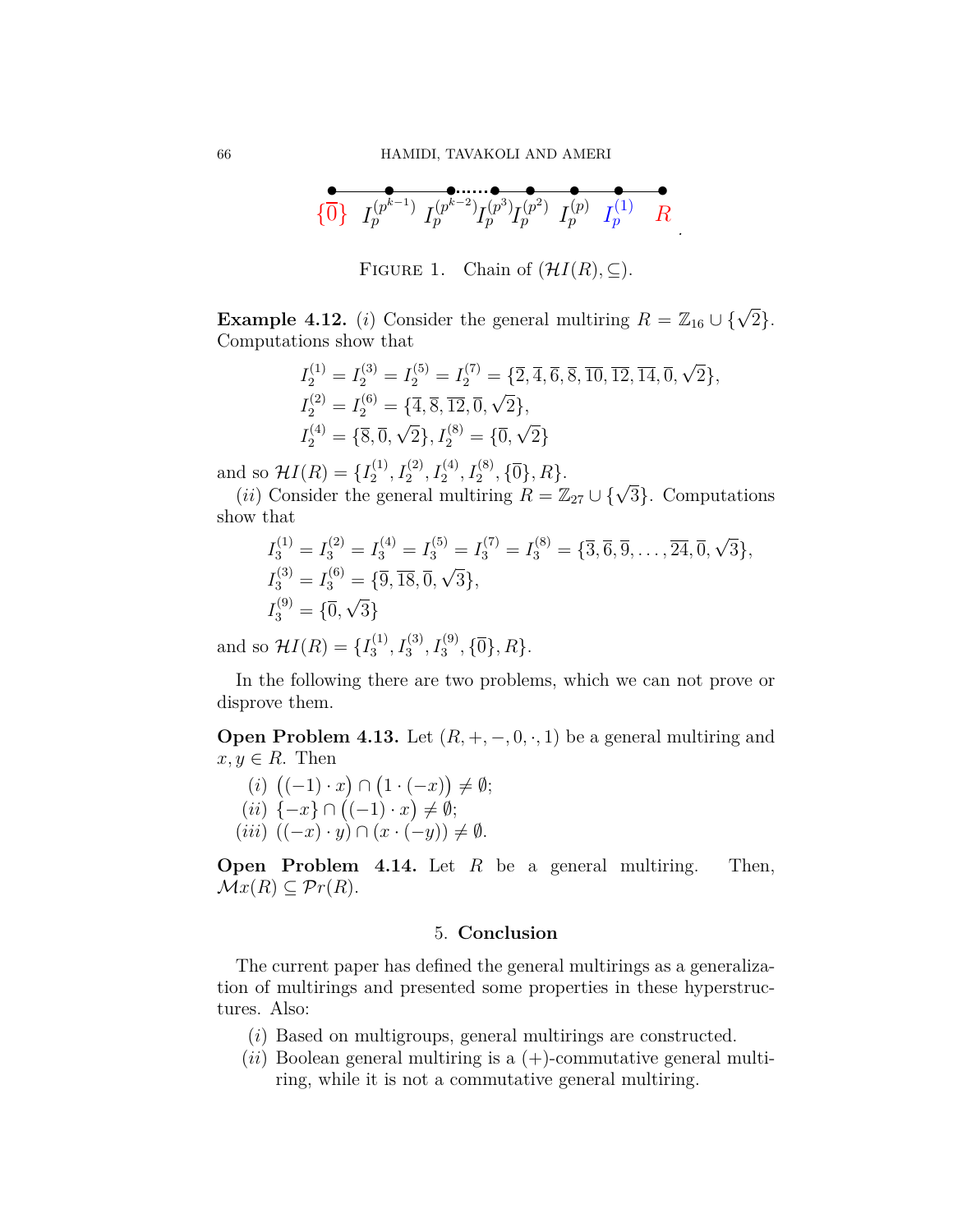$$\{\overline{0}\} \quad I_p^{(p^{k-1})} \quad I_p^{(p^{k-2})} \cdots I_p^{(p^3)} \quad I_p^{(p^2)} \quad I_p^{(p)} \quad I_p^{(1)} \quad R$$

FIGURE 1. Chain of $(\mathcal{H}I(R), \subseteq)$.

**Example 4.12.** $(i)$ Consider the general multiring $R = \mathbb{Z}_{16} \cup \{\sqrt{2}\}$. Computations show that

$$I_2^{(1)} = I_2^{(3)} = I_2^{(5)} = I_2^{(7)} = \{\overline{2}, \overline{4}, \overline{6}, \overline{8}, \overline{10}, \overline{12}, \overline{14}, \overline{0}, \sqrt{2}\},$$
$$I_2^{(2)} = I_2^{(6)} = \{\overline{4}, \overline{8}, \overline{12}, \overline{0}, \sqrt{2}\},$$
$$I_2^{(4)} = \{\overline{8}, \overline{0}, \sqrt{2}\}, I_2^{(8)} = \{\overline{0}, \sqrt{2}\}$$

and so $\mathcal{H}I(R) = \{I_2^{(1)}, I_2^{(2)}, I_2^{(4)}, I_2^{(8)}, \{\overline{0}\}, R\}$.

$(ii)$ Consider the general multiring $R = \mathbb{Z}_{27} \cup \{\sqrt{3}\}$. Computations show that

$$I_3^{(1)} = I_3^{(2)} = I_3^{(4)} = I_3^{(5)} = I_3^{(7)} = I_3^{(8)} = \{\overline{3}, \overline{6}, \overline{9}, \ldots, \overline{24}, \overline{0}, \sqrt{3}\},$$
$$I_3^{(3)} = I_3^{(6)} = \{\overline{9}, \overline{18}, \overline{0}, \sqrt{3}\},$$
$$I_3^{(9)} = \{\overline{0}, \sqrt{3}\}$$

and so $\mathcal{H}I(R) = \{I_3^{(1)}, I_3^{(3)}, I_3^{(9)}, \{\overline{0}\}, R\}$.

In the following there are two problems, which we can not prove or disprove them.

**Open Problem 4.13.** Let $(R, +, -, 0, \cdot, 1)$ be a general multiring and $x, y \in R$. Then

$(i)$ $\big((-1) \cdot x\big) \cap \big(1 \cdot (-x)\big) \neq \emptyset$;

$(ii)$ $\{-x\} \cap \big((-1) \cdot x\big) \neq \emptyset$;

$(iii)$ $((-x) \cdot y) \cap (x \cdot (-y)) \neq \emptyset$.

**Open Problem 4.14.** Let $R$ be a general multiring. Then, $\mathcal{M}x(R) \subseteq \mathcal{P}r(R)$.

## 5. Conclusion

The current paper has defined the general multirings as a generalization of multirings and presented some properties in these hyperstructures. Also:

$(i)$ Based on multigroups, general multirings are constructed.

$(ii)$ Boolean general multiring is a $(+)$-commutative general multiring, while it is not a commutative general multiring.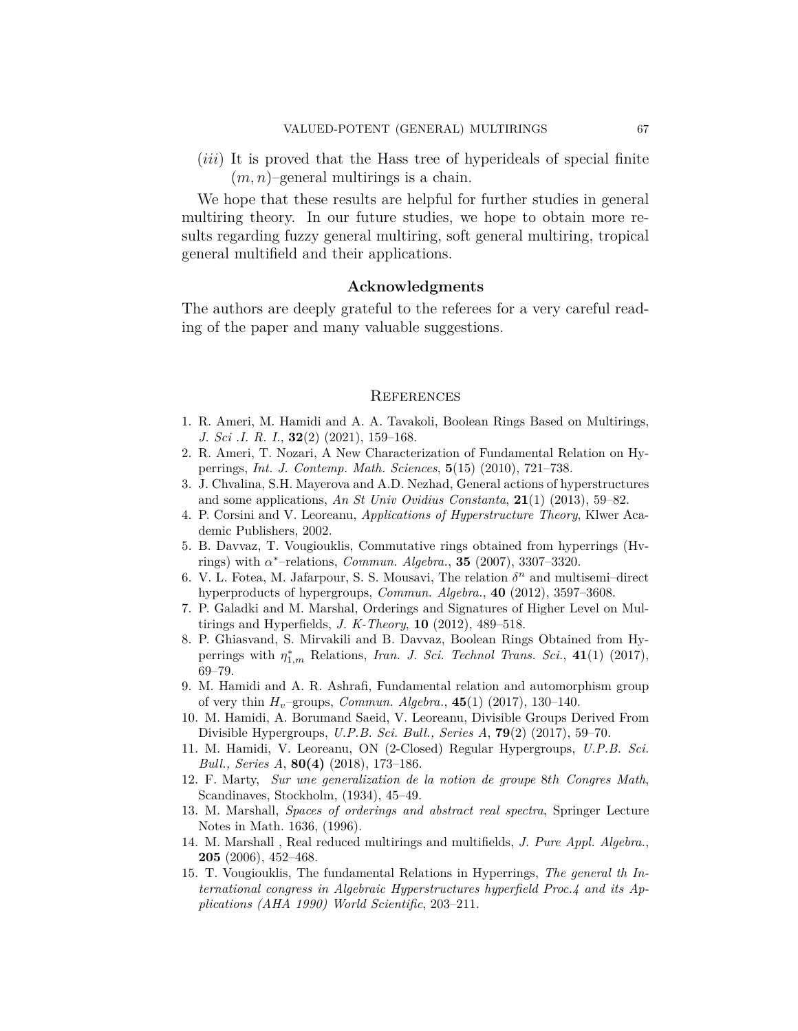(*iii*) It is proved that the Hass tree of hyperideals of special finite $(m, n)$–general multirings is a chain.

We hope that these results are helpful for further studies in general multiring theory. In our future studies, we hope to obtain more results regarding fuzzy general multiring, soft general multiring, tropical general multifield and their applications.

## Acknowledgments

The authors are deeply grateful to the referees for a very careful reading of the paper and many valuable suggestions.

## References

1. R. Ameri, M. Hamidi and A. A. Tavakoli, Boolean Rings Based on Multirings, *J. Sci .I. R. I.*, **32**(2) (2021), 159–168.
2. R. Ameri, T. Nozari, A New Characterization of Fundamental Relation on Hyperrings, *Int. J. Contemp. Math. Sciences*, **5**(15) (2010), 721–738.
3. J. Chvalina, S.H. Mayerova and A.D. Nezhad, General actions of hyperstructures and some applications, *An St Univ Ovidius Constanta*, **21**(1) (2013), 59–82.
4. P. Corsini and V. Leoreanu, *Applications of Hyperstructure Theory*, Klwer Academic Publishers, 2002.
5. B. Davvaz, T. Vougiouklis, Commutative rings obtained from hyperrings (Hv-rings) with $\alpha^*$–relations, *Commun. Algebra.*, **35** (2007), 3307–3320.
6. V. L. Fotea, M. Jafarpour, S. S. Mousavi, The relation $\delta^n$ and multisemi–direct hyperproducts of hypergroups, *Commun. Algebra.*, **40** (2012), 3597–3608.
7. P. Galadki and M. Marshal, Orderings and Signatures of Higher Level on Multirings and Hyperfields, *J. K-Theory*, **10** (2012), 489–518.
8. P. Ghiasvand, S. Mirvakili and B. Davvaz, Boolean Rings Obtained from Hyperrings with $\eta^*_{1,m}$ Relations, *Iran. J. Sci. Technol Trans. Sci.*, **41**(1) (2017), 69–79.
9. M. Hamidi and A. R. Ashrafi, Fundamental relation and automorphism group of very thin $H_v$–groups, *Commun. Algebra.*, **45**(1) (2017), 130–140.
10. M. Hamidi, A. Borumand Saeid, V. Leoreanu, Divisible Groups Derived From Divisible Hypergroups, *U.P.B. Sci. Bull., Series A*, **79**(2) (2017), 59–70.
11. M. Hamidi, V. Leoreanu, ON (2-Closed) Regular Hypergroups, *U.P.B. Sci. Bull., Series A*, **80(4)** (2018), 173–186.
12. F. Marty, *Sur une generalization de la notion de groupe* 8*th Congres Math*, Scandinaves, Stockholm, (1934), 45–49.
13. M. Marshall, *Spaces of orderings and abstract real spectra*, Springer Lecture Notes in Math. 1636, (1996).
14. M. Marshall , Real reduced multirings and multifields, *J. Pure Appl. Algebra.*, **205** (2006), 452–468.
15. T. Vougiouklis, The fundamental Relations in Hyperrings, *The general th International congress in Algebraic Hyperstructures hyperfield Proc.4 and its Applications (AHA 1990) World Scientific*, 203–211.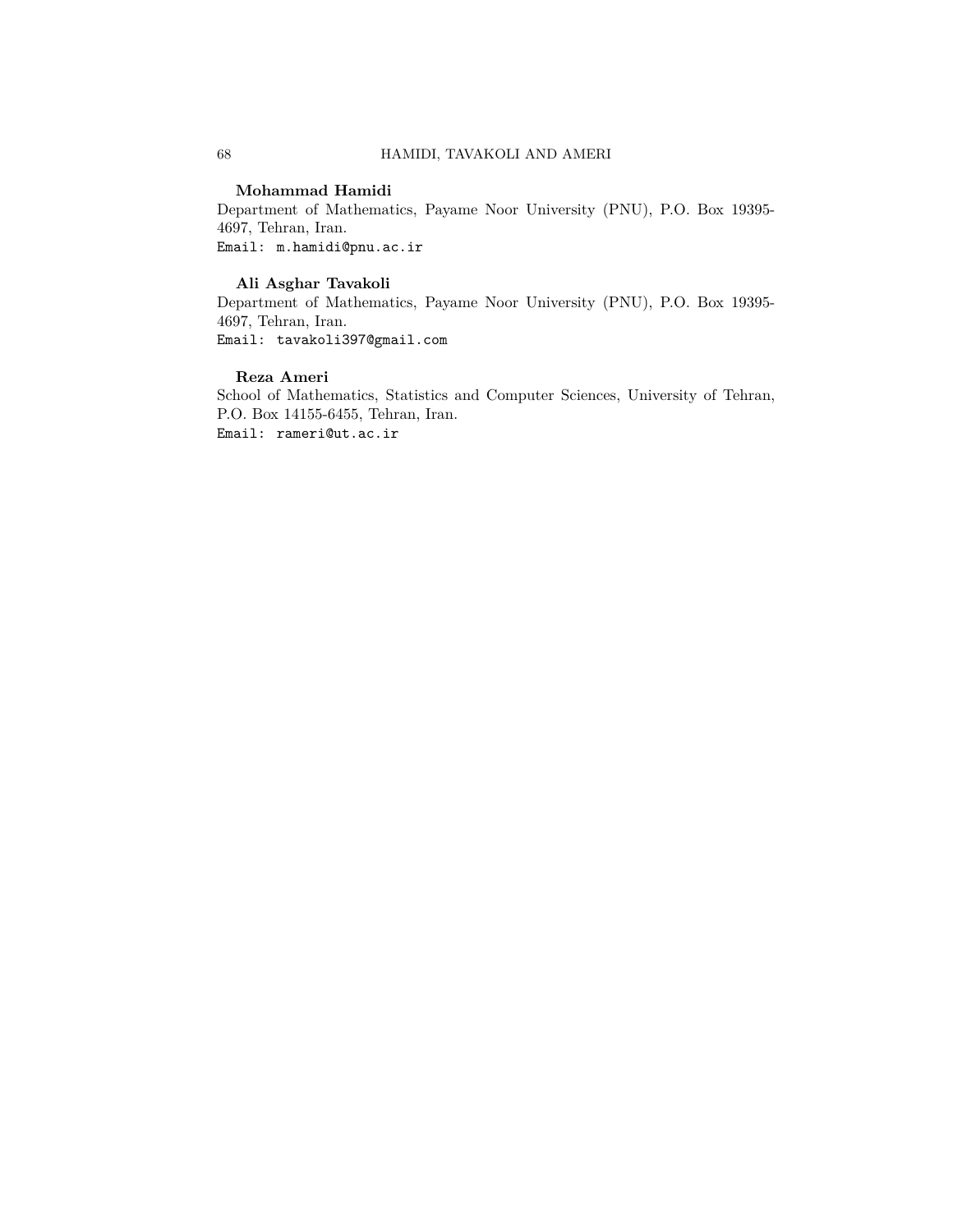**Mohammad Hamidi**

Department of Mathematics, Payame Noor University (PNU), P.O. Box 19395-4697, Tehran, Iran.

Email: `m.hamidi@pnu.ac.ir`

**Ali Asghar Tavakoli**

Department of Mathematics, Payame Noor University (PNU), P.O. Box 19395-4697, Tehran, Iran.

Email: `tavakoli397@gmail.com`

**Reza Ameri**

School of Mathematics, Statistics and Computer Sciences, University of Tehran, P.O. Box 14155-6455, Tehran, Iran.

Email: `rameri@ut.ac.ir`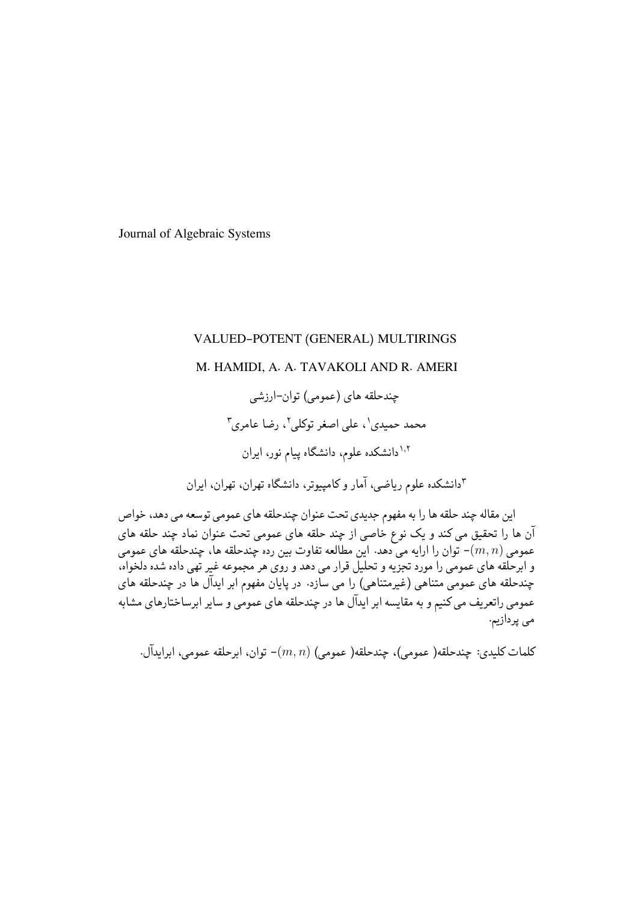Journal of Algebraic Systems

# VALUED-POTENT (GENERAL) MULTIRINGS

M. HAMIDI, A. A. TAVAKOLI AND R. AMERI

چندحلقه های (عمومی) توان-ارزشی

محمد حمیدی[1]، علی اصغر توکلی[2]، رضا عامری[3]

[1,2]دانشکده علوم، دانشگاه پیام نور، ایران

[3]دانشکده علوم ریاضی، آمار و کامپیوتر، دانشگاه تهران، تهران، ایران

این مقاله چند حلقه ها را به مفهوم جدیدی تحت عنوان چندحلقه های عمومی توسعه می دهد، خواص آن ها را تحقیق می کند و یک نوع خاصی از چند حلقه های عمومی تحت عنوان نماد چند حلقه های عمومی $(m,n)$- توان را ارایه می دهد. این مطالعه تفاوت بین رده چندحلقه ها، چندحلقه های عمومی و ابرحلقه های عمومی را مورد تجزیه و تحلیل قرار می دهد و روی هر مجموعه غیر تهی داده شده دلخواه، چندحلقه های عمومی متناهی (غیرمتناهی) را می سازد. در پایان مفهوم ابر ایدآل ها در چندحلقه های عمومی راتعریف می کنیم و به مقایسه ابر ایدآل ها در چندحلقه های عمومی و سایر ابرساختارهای مشابه می پردازیم.

کلمات کلیدی: چندحلقه( عمومی)، چندحلقه( عمومی) $(m,n)$- توان، ابرحلقه عمومی، ابرایدآل.